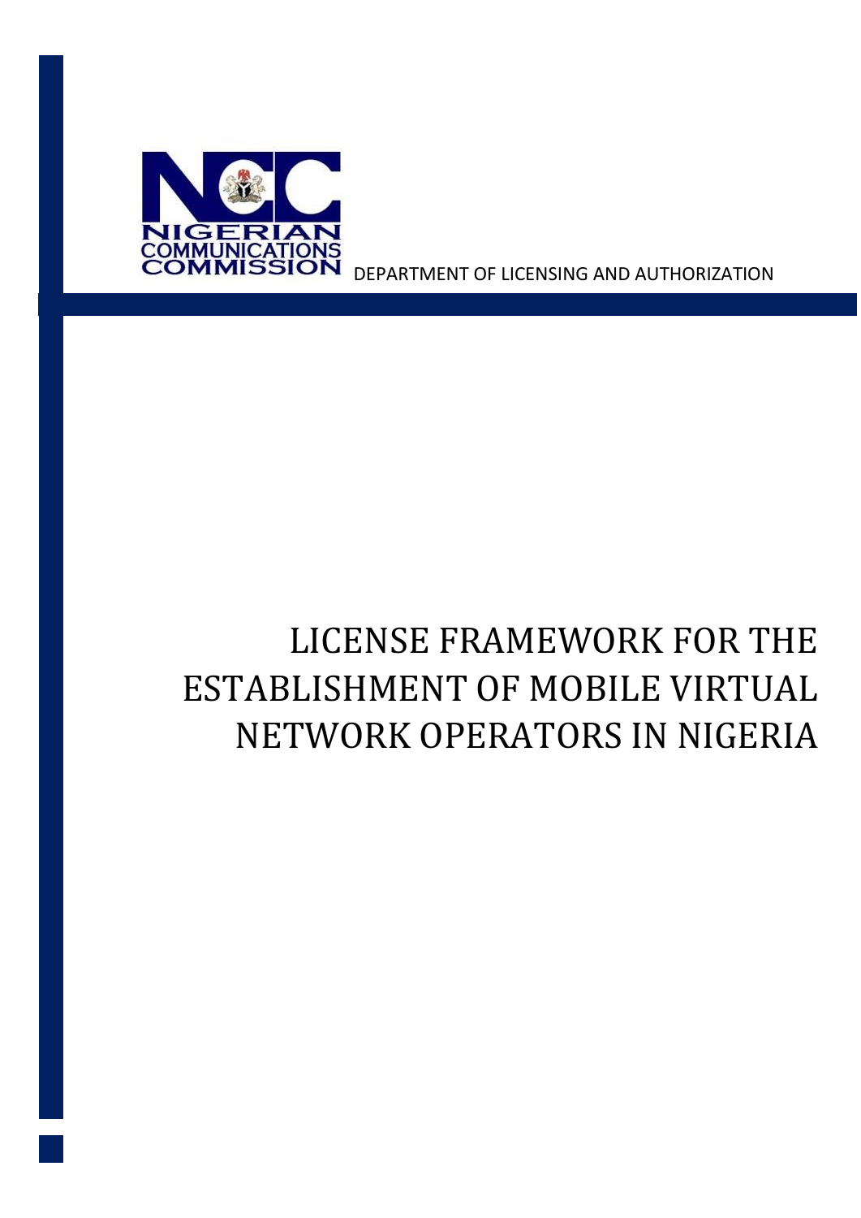NIGERIAN COMMUNICATIONS COMMISSION

DEPARTMENT OF LICENSING AND AUTHORIZATION

# LICENSE FRAMEWORK FOR THE ESTABLISHMENT OF MOBILE VIRTUAL NETWORK OPERATORS IN NIGERIA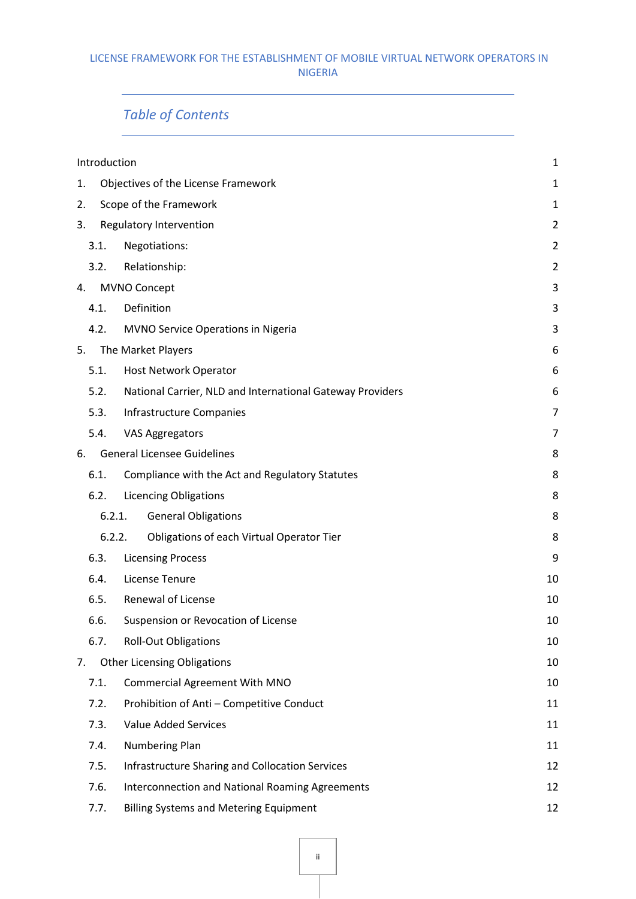LICENSE FRAMEWORK FOR THE ESTABLISHMENT OF MOBILE VIRTUAL NETWORK OPERATORS IN NIGERIA

## *Table of Contents*

| | |
|---|---|
| Introduction | 1 |
| 1. Objectives of the License Framework | 1 |
| 2. Scope of the Framework | 1 |
| 3. Regulatory Intervention | 2 |
| 3.1. Negotiations: | 2 |
| 3.2. Relationship: | 2 |
| 4. MVNO Concept | 3 |
| 4.1. Definition | 3 |
| 4.2. MVNO Service Operations in Nigeria | 3 |
| 5. The Market Players | 6 |
| 5.1. Host Network Operator | 6 |
| 5.2. National Carrier, NLD and International Gateway Providers | 6 |
| 5.3. Infrastructure Companies | 7 |
| 5.4. VAS Aggregators | 7 |
| 6. General Licensee Guidelines | 8 |
| 6.1. Compliance with the Act and Regulatory Statutes | 8 |
| 6.2. Licencing Obligations | 8 |
| 6.2.1. General Obligations | 8 |
| 6.2.2. Obligations of each Virtual Operator Tier | 8 |
| 6.3. Licensing Process | 9 |
| 6.4. License Tenure | 10 |
| 6.5. Renewal of License | 10 |
| 6.6. Suspension or Revocation of License | 10 |
| 6.7. Roll-Out Obligations | 10 |
| 7. Other Licensing Obligations | 10 |
| 7.1. Commercial Agreement With MNO | 10 |
| 7.2. Prohibition of Anti – Competitive Conduct | 11 |
| 7.3. Value Added Services | 11 |
| 7.4. Numbering Plan | 11 |
| 7.5. Infrastructure Sharing and Collocation Services | 12 |
| 7.6. Interconnection and National Roaming Agreements | 12 |
| 7.7. Billing Systems and Metering Equipment | 12 |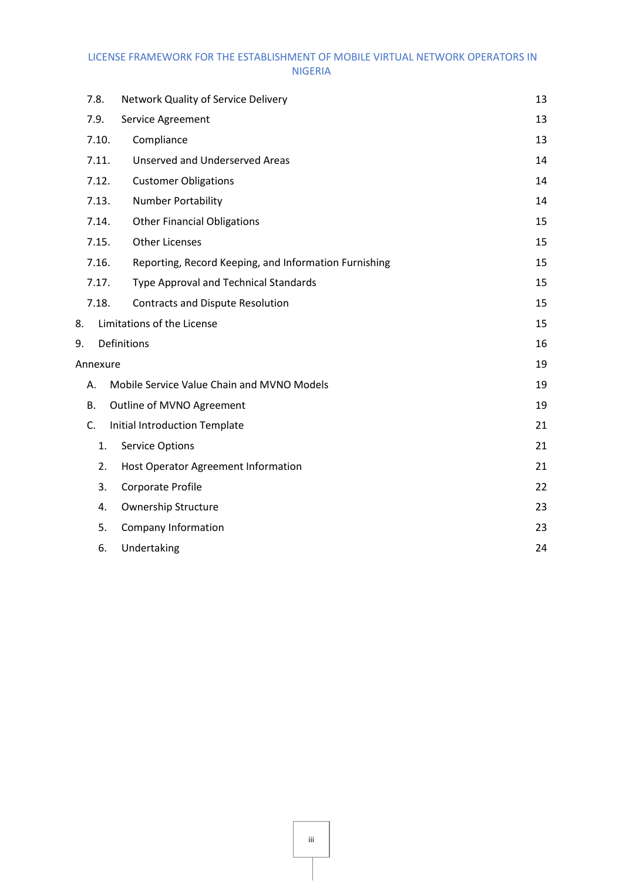| | | |
|---|---|---|
| 7.8. | Network Quality of Service Delivery | 13 |
| 7.9. | Service Agreement | 13 |
| 7.10. | Compliance | 13 |
| 7.11. | Unserved and Underserved Areas | 14 |
| 7.12. | Customer Obligations | 14 |
| 7.13. | Number Portability | 14 |
| 7.14. | Other Financial Obligations | 15 |
| 7.15. | Other Licenses | 15 |
| 7.16. | Reporting, Record Keeping, and Information Furnishing | 15 |
| 7.17. | Type Approval and Technical Standards | 15 |
| 7.18. | Contracts and Dispute Resolution | 15 |
| 8. | Limitations of the License | 15 |
| 9. | Definitions | 16 |
| Annexure | | 19 |
| A. | Mobile Service Value Chain and MVNO Models | 19 |
| B. | Outline of MVNO Agreement | 19 |
| C. | Initial Introduction Template | 21 |
| 1. | Service Options | 21 |
| 2. | Host Operator Agreement Information | 21 |
| 3. | Corporate Profile | 22 |
| 4. | Ownership Structure | 23 |
| 5. | Company Information | 23 |
| 6. | Undertaking | 24 |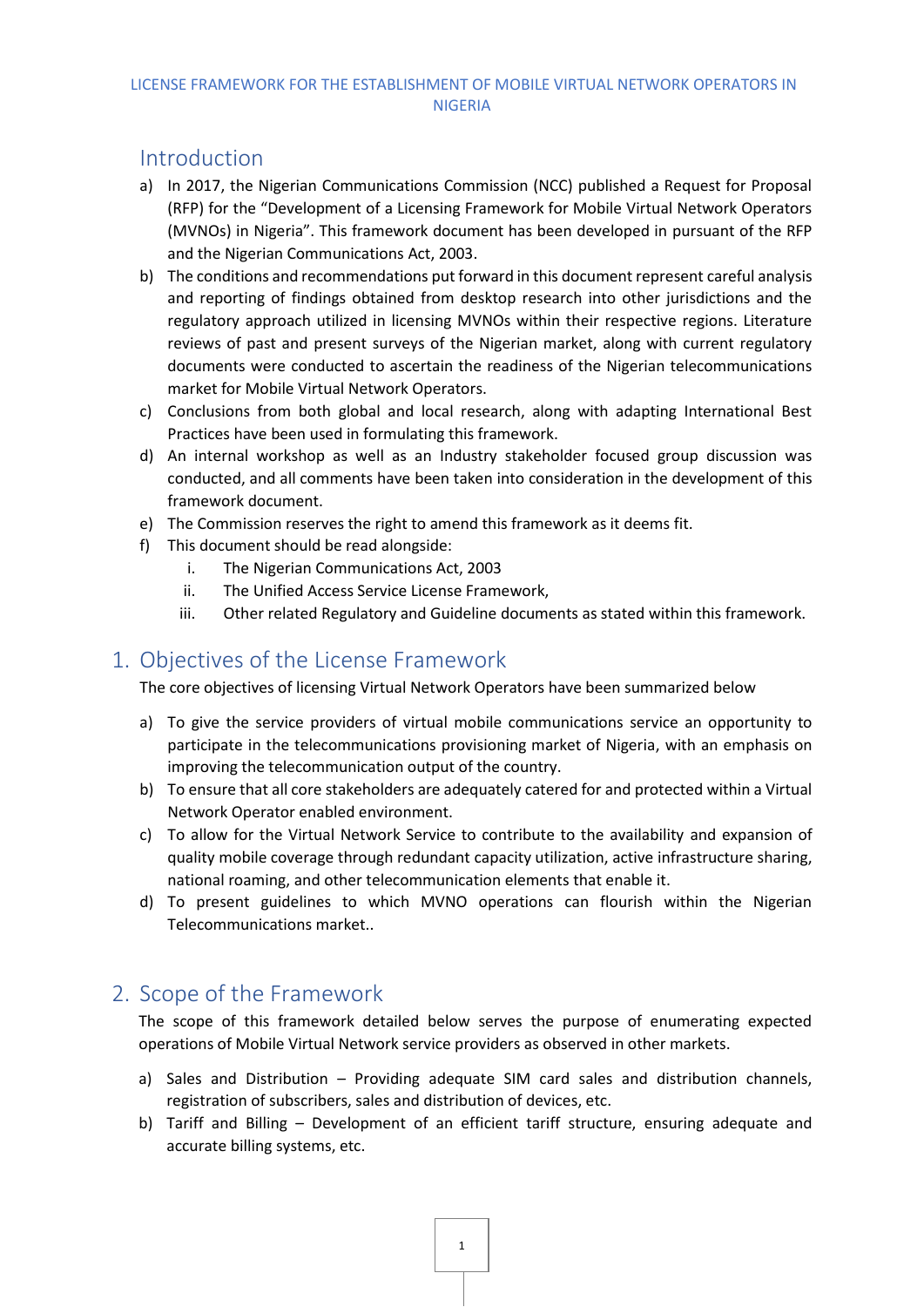LICENSE FRAMEWORK FOR THE ESTABLISHMENT OF MOBILE VIRTUAL NETWORK OPERATORS IN NIGERIA

## Introduction

a) In 2017, the Nigerian Communications Commission (NCC) published a Request for Proposal (RFP) for the "Development of a Licensing Framework for Mobile Virtual Network Operators (MVNOs) in Nigeria". This framework document has been developed in pursuant of the RFP and the Nigerian Communications Act, 2003.

b) The conditions and recommendations put forward in this document represent careful analysis and reporting of findings obtained from desktop research into other jurisdictions and the regulatory approach utilized in licensing MVNOs within their respective regions. Literature reviews of past and present surveys of the Nigerian market, along with current regulatory documents were conducted to ascertain the readiness of the Nigerian telecommunications market for Mobile Virtual Network Operators.

c) Conclusions from both global and local research, along with adapting International Best Practices have been used in formulating this framework.

d) An internal workshop as well as an Industry stakeholder focused group discussion was conducted, and all comments have been taken into consideration in the development of this framework document.

e) The Commission reserves the right to amend this framework as it deems fit.

f) This document should be read alongside:

   i. The Nigerian Communications Act, 2003

   ii. The Unified Access Service License Framework,

   iii. Other related Regulatory and Guideline documents as stated within this framework.

## 1. Objectives of the License Framework

The core objectives of licensing Virtual Network Operators have been summarized below

a) To give the service providers of virtual mobile communications service an opportunity to participate in the telecommunications provisioning market of Nigeria, with an emphasis on improving the telecommunication output of the country.

b) To ensure that all core stakeholders are adequately catered for and protected within a Virtual Network Operator enabled environment.

c) To allow for the Virtual Network Service to contribute to the availability and expansion of quality mobile coverage through redundant capacity utilization, active infrastructure sharing, national roaming, and other telecommunication elements that enable it.

d) To present guidelines to which MVNO operations can flourish within the Nigerian Telecommunications market..

## 2. Scope of the Framework

The scope of this framework detailed below serves the purpose of enumerating expected operations of Mobile Virtual Network service providers as observed in other markets.

a) Sales and Distribution – Providing adequate SIM card sales and distribution channels, registration of subscribers, sales and distribution of devices, etc.

b) Tariff and Billing – Development of an efficient tariff structure, ensuring adequate and accurate billing systems, etc.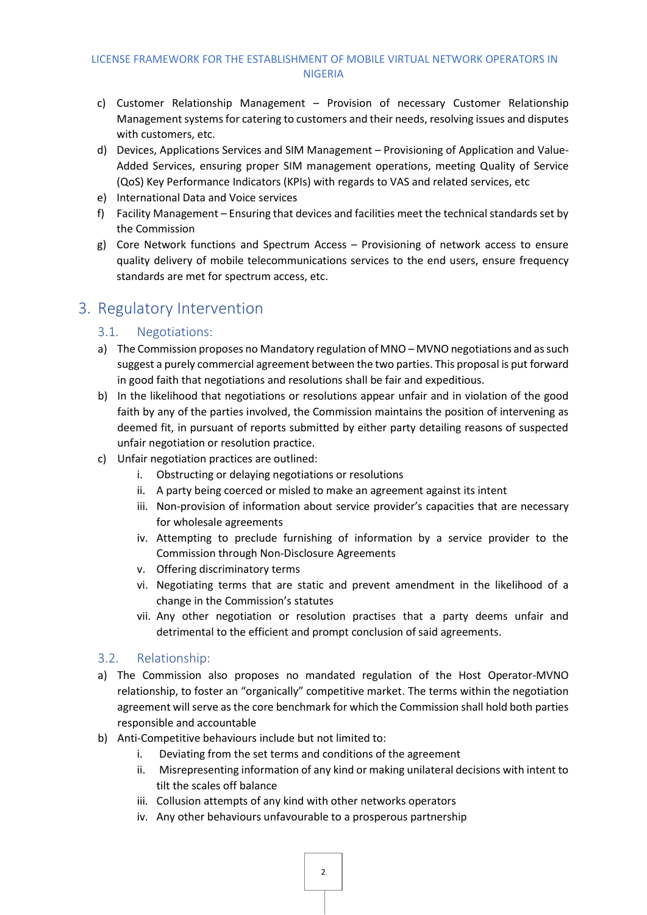c) Customer Relationship Management – Provision of necessary Customer Relationship Management systems for catering to customers and their needs, resolving issues and disputes with customers, etc.

d) Devices, Applications Services and SIM Management – Provisioning of Application and Value-Added Services, ensuring proper SIM management operations, meeting Quality of Service (QoS) Key Performance Indicators (KPIs) with regards to VAS and related services, etc

e) International Data and Voice services

f) Facility Management – Ensuring that devices and facilities meet the technical standards set by the Commission

g) Core Network functions and Spectrum Access – Provisioning of network access to ensure quality delivery of mobile telecommunications services to the end users, ensure frequency standards are met for spectrum access, etc.

# 3. Regulatory Intervention

## 3.1. Negotiations:

a) The Commission proposes no Mandatory regulation of MNO – MVNO negotiations and as such suggest a purely commercial agreement between the two parties. This proposal is put forward in good faith that negotiations and resolutions shall be fair and expeditious.

b) In the likelihood that negotiations or resolutions appear unfair and in violation of the good faith by any of the parties involved, the Commission maintains the position of intervening as deemed fit, in pursuant of reports submitted by either party detailing reasons of suspected unfair negotiation or resolution practice.

c) Unfair negotiation practices are outlined:

   i. Obstructing or delaying negotiations or resolutions
   
   ii. A party being coerced or misled to make an agreement against its intent
   
   iii. Non-provision of information about service provider's capacities that are necessary for wholesale agreements
   
   iv. Attempting to preclude furnishing of information by a service provider to the Commission through Non-Disclosure Agreements
   
   v. Offering discriminatory terms
   
   vi. Negotiating terms that are static and prevent amendment in the likelihood of a change in the Commission's statutes
   
   vii. Any other negotiation or resolution practises that a party deems unfair and detrimental to the efficient and prompt conclusion of said agreements.

## 3.2. Relationship:

a) The Commission also proposes no mandated regulation of the Host Operator-MVNO relationship, to foster an "organically" competitive market. The terms within the negotiation agreement will serve as the core benchmark for which the Commission shall hold both parties responsible and accountable

b) Anti-Competitive behaviours include but not limited to:

   i. Deviating from the set terms and conditions of the agreement
   
   ii. Misrepresenting information of any kind or making unilateral decisions with intent to tilt the scales off balance
   
   iii. Collusion attempts of any kind with other networks operators
   
   iv. Any other behaviours unfavourable to a prosperous partnership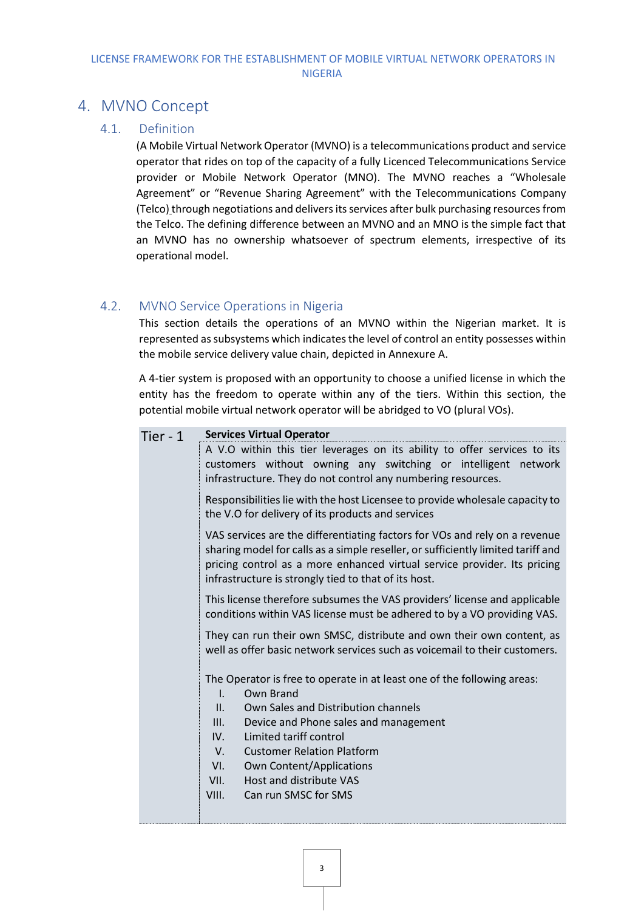# 4. MVNO Concept

## 4.1. Definition

(A Mobile Virtual Network Operator (MVNO) is a telecommunications product and service operator that rides on top of the capacity of a fully Licenced Telecommunications Service provider or Mobile Network Operator (MNO). The MVNO reaches a "Wholesale Agreement" or "Revenue Sharing Agreement" with the Telecommunications Company (Telco) through negotiations and delivers its services after bulk purchasing resources from the Telco. The defining difference between an MVNO and an MNO is the simple fact that an MVNO has no ownership whatsoever of spectrum elements, irrespective of its operational model.

## 4.2. MVNO Service Operations in Nigeria

This section details the operations of an MVNO within the Nigerian market. It is represented as subsystems which indicates the level of control an entity possesses within the mobile service delivery value chain, depicted in Annexure A.

A 4-tier system is proposed with an opportunity to choose a unified license in which the entity has the freedom to operate within any of the tiers. Within this section, the potential mobile virtual network operator will be abridged to VO (plural VOs).

| Tier | Description |
|---|---|
| Tier - 1 | **Services Virtual Operator**<br><br>A V.O within this tier leverages on its ability to offer services to its customers without owning any switching or intelligent network infrastructure. They do not control any numbering resources.<br><br>Responsibilities lie with the host Licensee to provide wholesale capacity to the V.O for delivery of its products and services<br><br>VAS services are the differentiating factors for VOs and rely on a revenue sharing model for calls as a simple reseller, or sufficiently limited tariff and pricing control as a more enhanced virtual service provider. Its pricing infrastructure is strongly tied to that of its host.<br><br>This license therefore subsumes the VAS providers' license and applicable conditions within VAS license must be adhered to by a VO providing VAS.<br><br>They can run their own SMSC, distribute and own their own content, as well as offer basic network services such as voicemail to their customers.<br><br>The Operator is free to operate in at least one of the following areas:<br>I. Own Brand<br>II. Own Sales and Distribution channels<br>III. Device and Phone sales and management<br>IV. Limited tariff control<br>V. Customer Relation Platform<br>VI. Own Content/Applications<br>VII. Host and distribute VAS<br>VIII. Can run SMSC for SMS |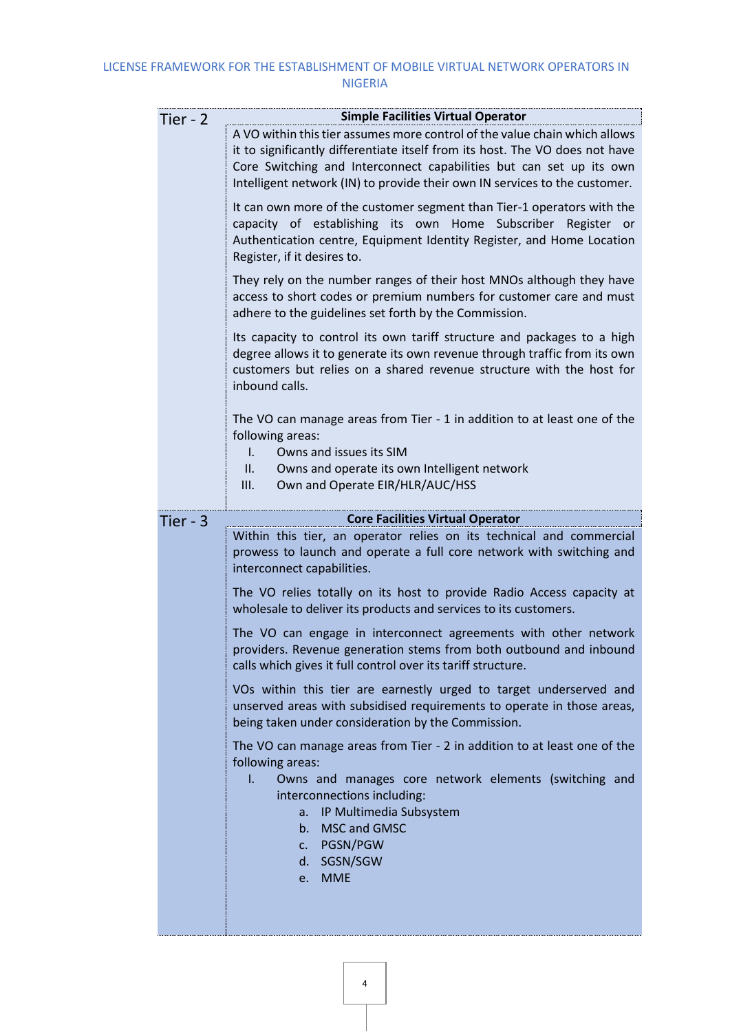| Tier | Description |
| --- | --- |
| Tier - 2 | **Simple Facilities Virtual Operator**<br><br>A VO within this tier assumes more control of the value chain which allows it to significantly differentiate itself from its host. The VO does not have Core Switching and Interconnect capabilities but can set up its own Intelligent network (IN) to provide their own IN services to the customer.<br><br>It can own more of the customer segment than Tier-1 operators with the capacity of establishing its own Home Subscriber Register or Authentication centre, Equipment Identity Register, and Home Location Register, if it desires to.<br><br>They rely on the number ranges of their host MNOs although they have access to short codes or premium numbers for customer care and must adhere to the guidelines set forth by the Commission.<br><br>Its capacity to control its own tariff structure and packages to a high degree allows it to generate its own revenue through traffic from its own customers but relies on a shared revenue structure with the host for inbound calls.<br><br>The VO can manage areas from Tier - 1 in addition to at least one of the following areas:<br>I. Owns and issues its SIM<br>II. Owns and operate its own Intelligent network<br>III. Own and Operate EIR/HLR/AUC/HSS |
| Tier - 3 | **Core Facilities Virtual Operator**<br><br>Within this tier, an operator relies on its technical and commercial prowess to launch and operate a full core network with switching and interconnect capabilities.<br><br>The VO relies totally on its host to provide Radio Access capacity at wholesale to deliver its products and services to its customers.<br><br>The VO can engage in interconnect agreements with other network providers. Revenue generation stems from both outbound and inbound calls which gives it full control over its tariff structure.<br><br>VOs within this tier are earnestly urged to target underserved and unserved areas with subsidised requirements to operate in those areas, being taken under consideration by the Commission.<br><br>The VO can manage areas from Tier - 2 in addition to at least one of the following areas:<br>I. Owns and manages core network elements (switching and interconnections including:<br>a. IP Multimedia Subsystem<br>b. MSC and GMSC<br>c. PGSN/PGW<br>d. SGSN/SGW<br>e. MME |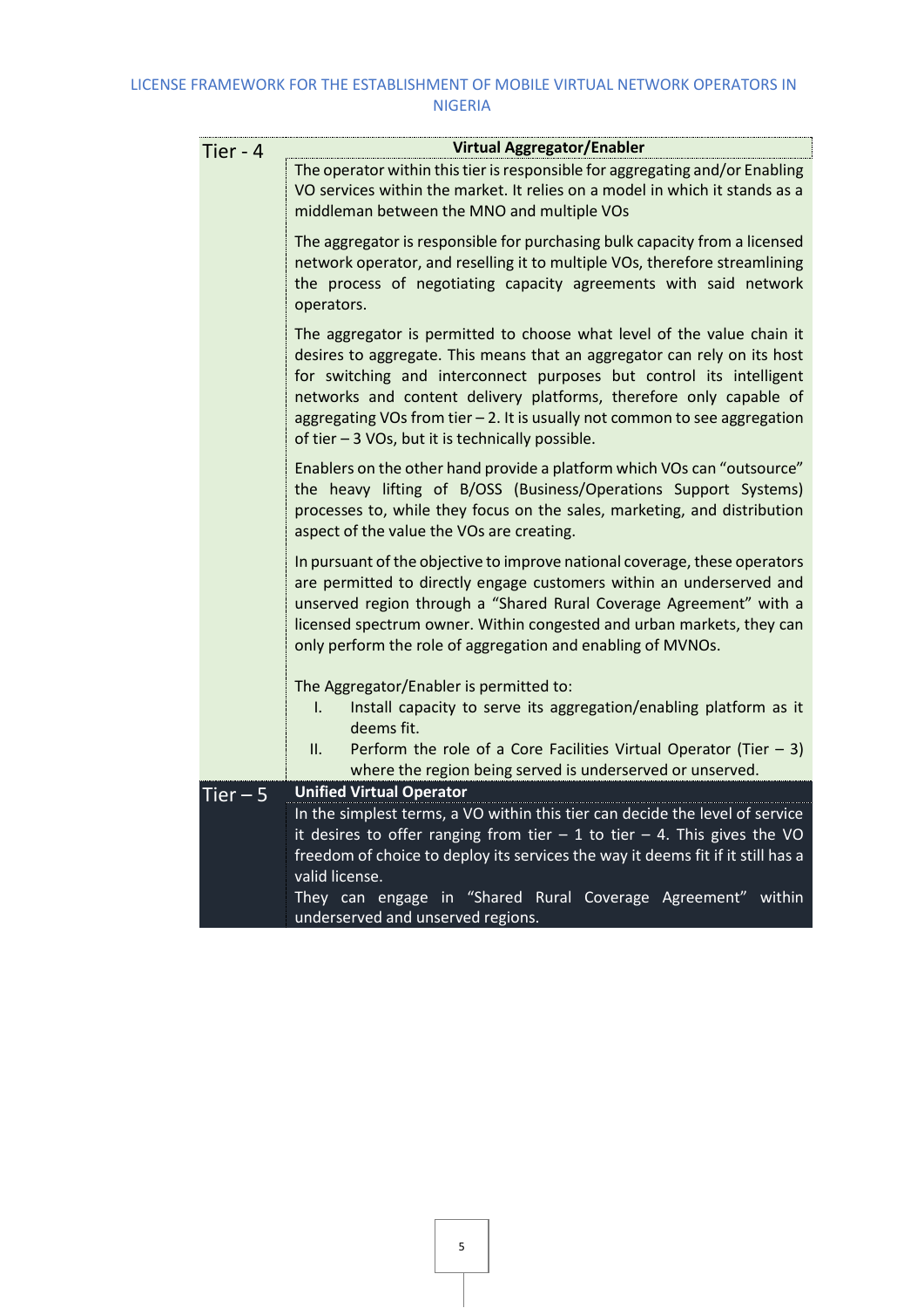| | |
|---|---|
| Tier - 4 | **Virtual Aggregator/Enabler**<br>The operator within this tier is responsible for aggregating and/or Enabling VO services within the market. It relies on a model in which it stands as a middleman between the MNO and multiple VOs<br><br>The aggregator is responsible for purchasing bulk capacity from a licensed network operator, and reselling it to multiple VOs, therefore streamlining the process of negotiating capacity agreements with said network operators.<br><br>The aggregator is permitted to choose what level of the value chain it desires to aggregate. This means that an aggregator can rely on its host for switching and interconnect purposes but control its intelligent networks and content delivery platforms, therefore only capable of aggregating VOs from tier – 2. It is usually not common to see aggregation of tier – 3 VOs, but it is technically possible.<br><br>Enablers on the other hand provide a platform which VOs can "outsource" the heavy lifting of B/OSS (Business/Operations Support Systems) processes to, while they focus on the sales, marketing, and distribution aspect of the value the VOs are creating.<br><br>In pursuant of the objective to improve national coverage, these operators are permitted to directly engage customers within an underserved and unserved region through a "Shared Rural Coverage Agreement" with a licensed spectrum owner. Within congested and urban markets, they can only perform the role of aggregation and enabling of MVNOs.<br><br>The Aggregator/Enabler is permitted to:<br>I. Install capacity to serve its aggregation/enabling platform as it deems fit.<br>II. Perform the role of a Core Facilities Virtual Operator (Tier – 3) where the region being served is underserved or unserved. |
| Tier – 5 | **Unified Virtual Operator**<br>In the simplest terms, a VO within this tier can decide the level of service it desires to offer ranging from tier – 1 to tier – 4. This gives the VO freedom of choice to deploy its services the way it deems fit if it still has a valid license.<br>They can engage in "Shared Rural Coverage Agreement" within underserved and unserved regions. |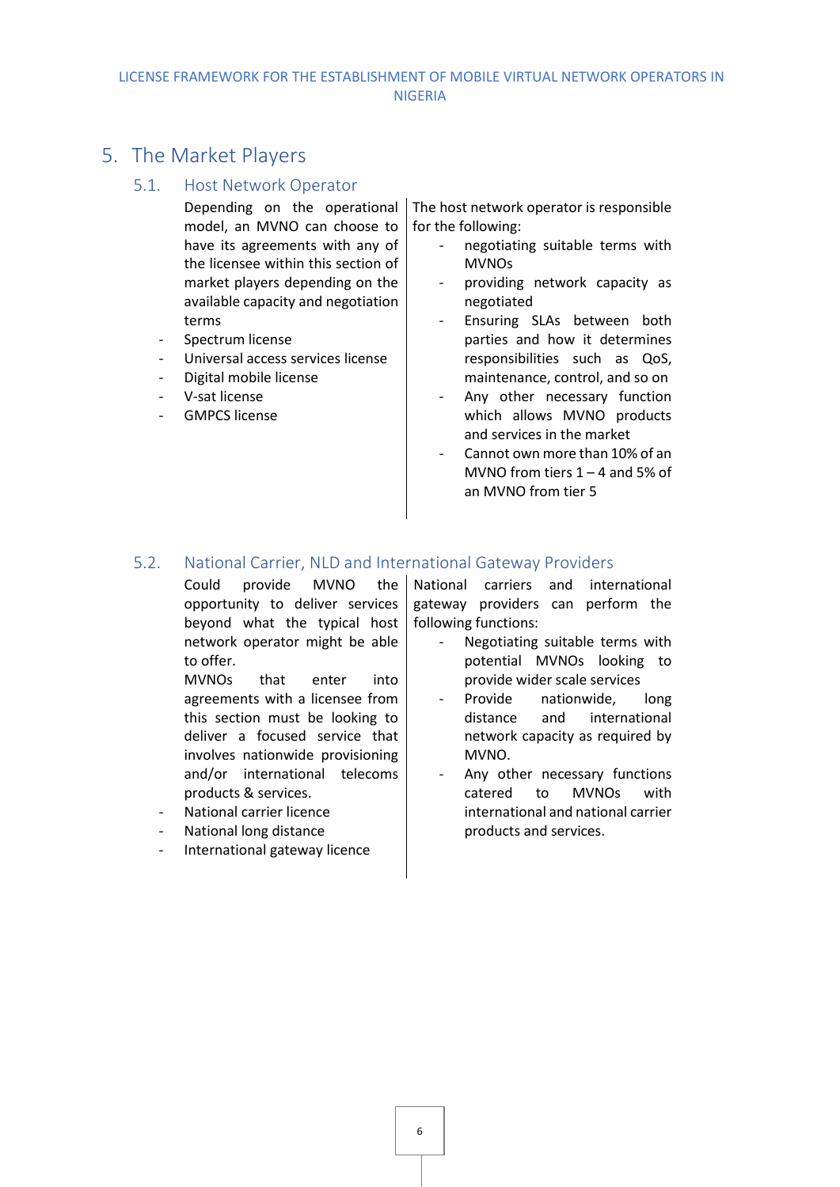## 5. The Market Players

### 5.1. Host Network Operator

Depending on the operational model, an MVNO can choose to have its agreements with any of the licensee within this section of market players depending on the available capacity and negotiation terms

- Spectrum license
- Universal access services license
- Digital mobile license
- V-sat license
- GMPCS license

The host network operator is responsible for the following:

- negotiating suitable terms with MVNOs
- providing network capacity as negotiated
- Ensuring SLAs between both parties and how it determines responsibilities such as QoS, maintenance, control, and so on
- Any other necessary function which allows MVNO products and services in the market
- Cannot own more than 10% of an MVNO from tiers 1 – 4 and 5% of an MVNO from tier 5

### 5.2. National Carrier, NLD and International Gateway Providers

Could provide MVNO the opportunity to deliver services beyond what the typical host network operator might be able to offer.

MVNOs that enter into agreements with a licensee from this section must be looking to deliver a focused service that involves nationwide provisioning and/or international telecoms products & services.

- National carrier licence
- National long distance
- International gateway licence

National carriers and international gateway providers can perform the following functions:

- Negotiating suitable terms with potential MVNOs looking to provide wider scale services
- Provide nationwide, long distance and international network capacity as required by MVNO.
- Any other necessary functions catered to MVNOs with international and national carrier products and services.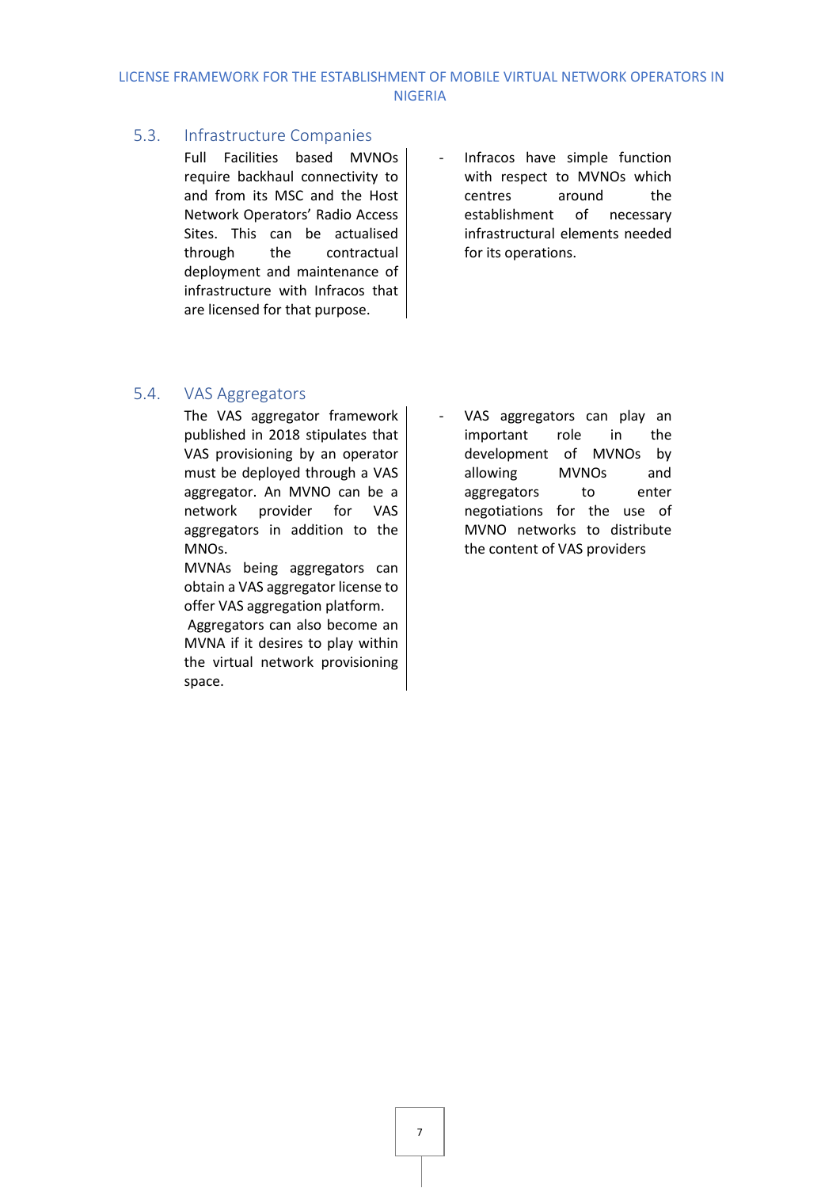### 5.3. Infrastructure Companies

Full Facilities based MVNOs require backhaul connectivity to and from its MSC and the Host Network Operators' Radio Access Sites. This can be actualised through the contractual deployment and maintenance of infrastructure with Infracos that are licensed for that purpose.

- Infracos have simple function with respect to MVNOs which centres around the establishment of necessary infrastructural elements needed for its operations.

### 5.4. VAS Aggregators

The VAS aggregator framework published in 2018 stipulates that VAS provisioning by an operator must be deployed through a VAS aggregator. An MVNO can be a network provider for VAS aggregators in addition to the MNOs.

MVNAs being aggregators can obtain a VAS aggregator license to offer VAS aggregation platform.

Aggregators can also become an MVNA if it desires to play within the virtual network provisioning space.

- VAS aggregators can play an important role in the development of MVNOs by allowing MVNOs and aggregators to enter negotiations for the use of MVNO networks to distribute the content of VAS providers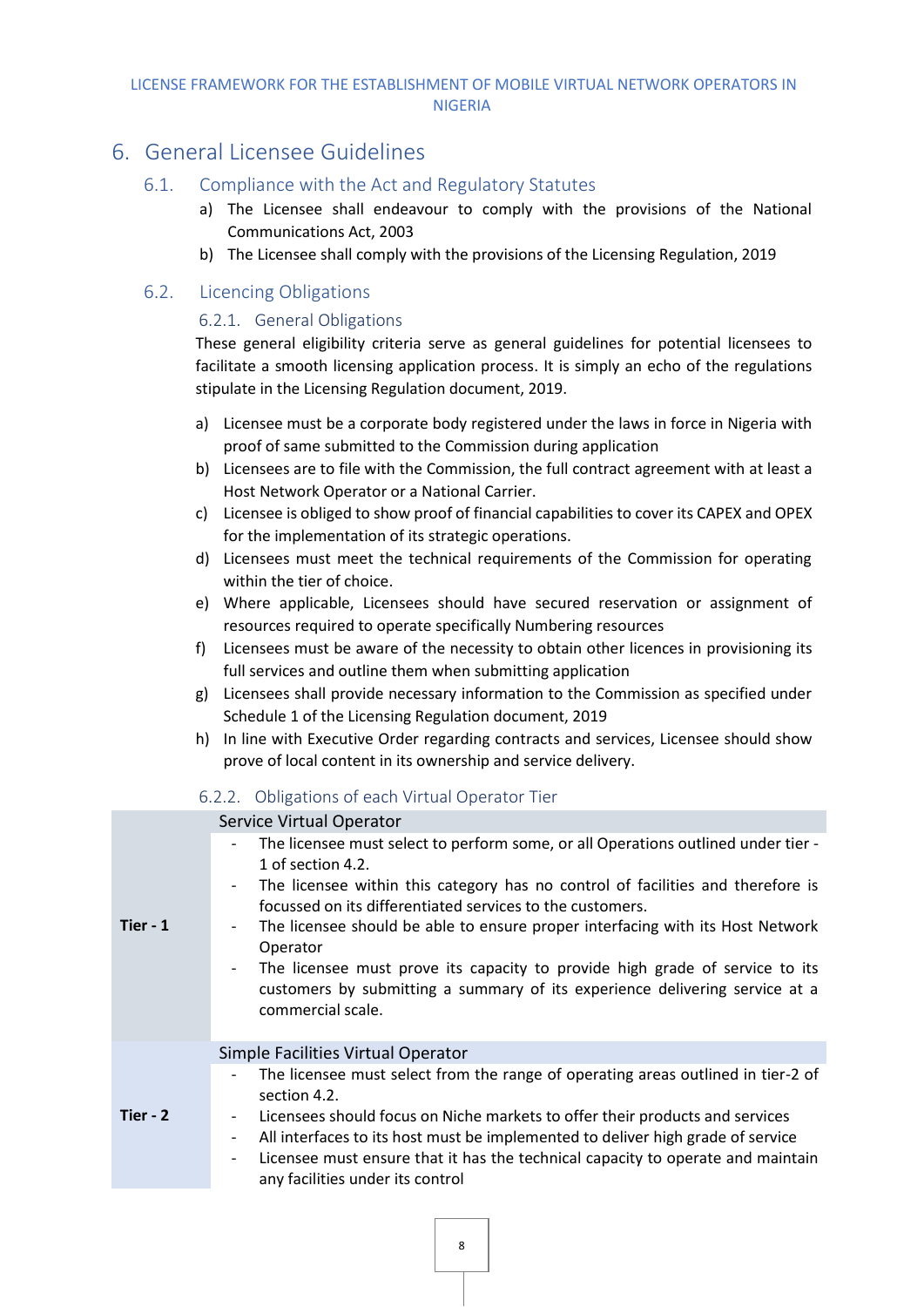# 6. General Licensee Guidelines

## 6.1. Compliance with the Act and Regulatory Statutes

a) The Licensee shall endeavour to comply with the provisions of the National Communications Act, 2003

b) The Licensee shall comply with the provisions of the Licensing Regulation, 2019

## 6.2. Licencing Obligations

### 6.2.1. General Obligations

These general eligibility criteria serve as general guidelines for potential licensees to facilitate a smooth licensing application process. It is simply an echo of the regulations stipulate in the Licensing Regulation document, 2019.

a) Licensee must be a corporate body registered under the laws in force in Nigeria with proof of same submitted to the Commission during application

b) Licensees are to file with the Commission, the full contract agreement with at least a Host Network Operator or a National Carrier.

c) Licensee is obliged to show proof of financial capabilities to cover its CAPEX and OPEX for the implementation of its strategic operations.

d) Licensees must meet the technical requirements of the Commission for operating within the tier of choice.

e) Where applicable, Licensees should have secured reservation or assignment of resources required to operate specifically Numbering resources

f) Licensees must be aware of the necessity to obtain other licences in provisioning its full services and outline them when submitting application

g) Licensees shall provide necessary information to the Commission as specified under Schedule 1 of the Licensing Regulation document, 2019

h) In line with Executive Order regarding contracts and services, Licensee should show prove of local content in its ownership and service delivery.

### 6.2.2. Obligations of each Virtual Operator Tier

| | |
|---|---|
| **Tier - 1** | Service Virtual Operator<br>- The licensee must select to perform some, or all Operations outlined under tier - 1 of section 4.2.<br>- The licensee within this category has no control of facilities and therefore is focussed on its differentiated services to the customers.<br>- The licensee should be able to ensure proper interfacing with its Host Network Operator<br>- The licensee must prove its capacity to provide high grade of service to its customers by submitting a summary of its experience delivering service at a commercial scale. |
| **Tier - 2** | Simple Facilities Virtual Operator<br>- The licensee must select from the range of operating areas outlined in tier-2 of section 4.2.<br>- Licensees should focus on Niche markets to offer their products and services<br>- All interfaces to its host must be implemented to deliver high grade of service<br>- Licensee must ensure that it has the technical capacity to operate and maintain any facilities under its control |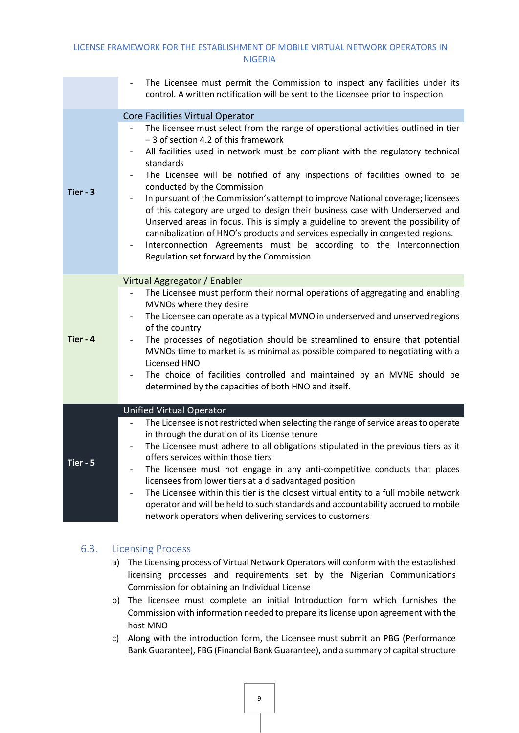| | |
|---|---|
| | - The Licensee must permit the Commission to inspect any facilities under its control. A written notification will be sent to the Licensee prior to inspection |
| **Tier - 3** | Core Facilities Virtual Operator<br>- The licensee must select from the range of operational activities outlined in tier – 3 of section 4.2 of this framework<br>- All facilities used in network must be compliant with the regulatory technical standards<br>- The Licensee will be notified of any inspections of facilities owned to be conducted by the Commission<br>- In pursuant of the Commission's attempt to improve National coverage; licensees of this category are urged to design their business case with Underserved and Unserved areas in focus. This is simply a guideline to prevent the possibility of cannibalization of HNO's products and services especially in congested regions.<br>- Interconnection Agreements must be according to the Interconnection Regulation set forward by the Commission. |
| **Tier - 4** | Virtual Aggregator / Enabler<br>- The Licensee must perform their normal operations of aggregating and enabling MVNOs where they desire<br>- The Licensee can operate as a typical MVNO in underserved and unserved regions of the country<br>- The processes of negotiation should be streamlined to ensure that potential MVNOs time to market is as minimal as possible compared to negotiating with a Licensed HNO<br>- The choice of facilities controlled and maintained by an MVNE should be determined by the capacities of both HNO and itself. |
| **Tier - 5** | Unified Virtual Operator<br>- The Licensee is not restricted when selecting the range of service areas to operate in through the duration of its License tenure<br>- The Licensee must adhere to all obligations stipulated in the previous tiers as it offers services within those tiers<br>- The licensee must not engage in any anti-competitive conducts that places licensees from lower tiers at a disadvantaged position<br>- The Licensee within this tier is the closest virtual entity to a full mobile network operator and will be held to such standards and accountability accrued to mobile network operators when delivering services to customers |

### 6.3. Licensing Process

a) The Licensing process of Virtual Network Operators will conform with the established licensing processes and requirements set by the Nigerian Communications Commission for obtaining an Individual License

b) The licensee must complete an initial Introduction form which furnishes the Commission with information needed to prepare its license upon agreement with the host MNO

c) Along with the introduction form, the Licensee must submit an PBG (Performance Bank Guarantee), FBG (Financial Bank Guarantee), and a summary of capital structure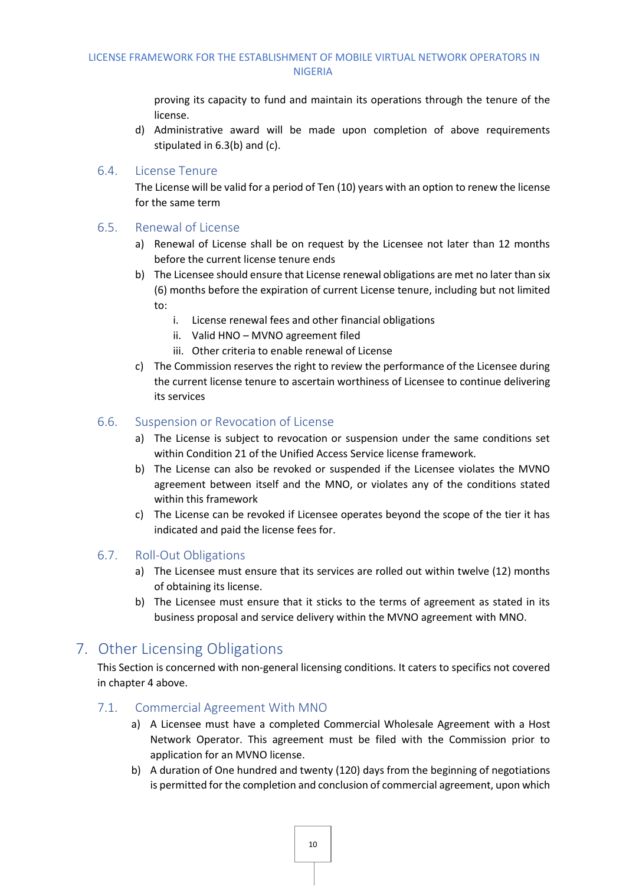proving its capacity to fund and maintain its operations through the tenure of the license.

d) Administrative award will be made upon completion of above requirements stipulated in 6.3(b) and (c).

### 6.4. License Tenure

The License will be valid for a period of Ten (10) years with an option to renew the license for the same term

### 6.5. Renewal of License

a) Renewal of License shall be on request by the Licensee not later than 12 months before the current license tenure ends

b) The Licensee should ensure that License renewal obligations are met no later than six (6) months before the expiration of current License tenure, including but not limited to:

  i. License renewal fees and other financial obligations
  ii. Valid HNO – MVNO agreement filed
  iii. Other criteria to enable renewal of License

c) The Commission reserves the right to review the performance of the Licensee during the current license tenure to ascertain worthiness of Licensee to continue delivering its services

### 6.6. Suspension or Revocation of License

a) The License is subject to revocation or suspension under the same conditions set within Condition 21 of the Unified Access Service license framework.

b) The License can also be revoked or suspended if the Licensee violates the MVNO agreement between itself and the MNO, or violates any of the conditions stated within this framework

c) The License can be revoked if Licensee operates beyond the scope of the tier it has indicated and paid the license fees for.

### 6.7. Roll-Out Obligations

a) The Licensee must ensure that its services are rolled out within twelve (12) months of obtaining its license.

b) The Licensee must ensure that it sticks to the terms of agreement as stated in its business proposal and service delivery within the MVNO agreement with MNO.

## 7. Other Licensing Obligations

This Section is concerned with non-general licensing conditions. It caters to specifics not covered in chapter 4 above.

### 7.1. Commercial Agreement With MNO

a) A Licensee must have a completed Commercial Wholesale Agreement with a Host Network Operator. This agreement must be filed with the Commission prior to application for an MVNO license.

b) A duration of One hundred and twenty (120) days from the beginning of negotiations is permitted for the completion and conclusion of commercial agreement, upon which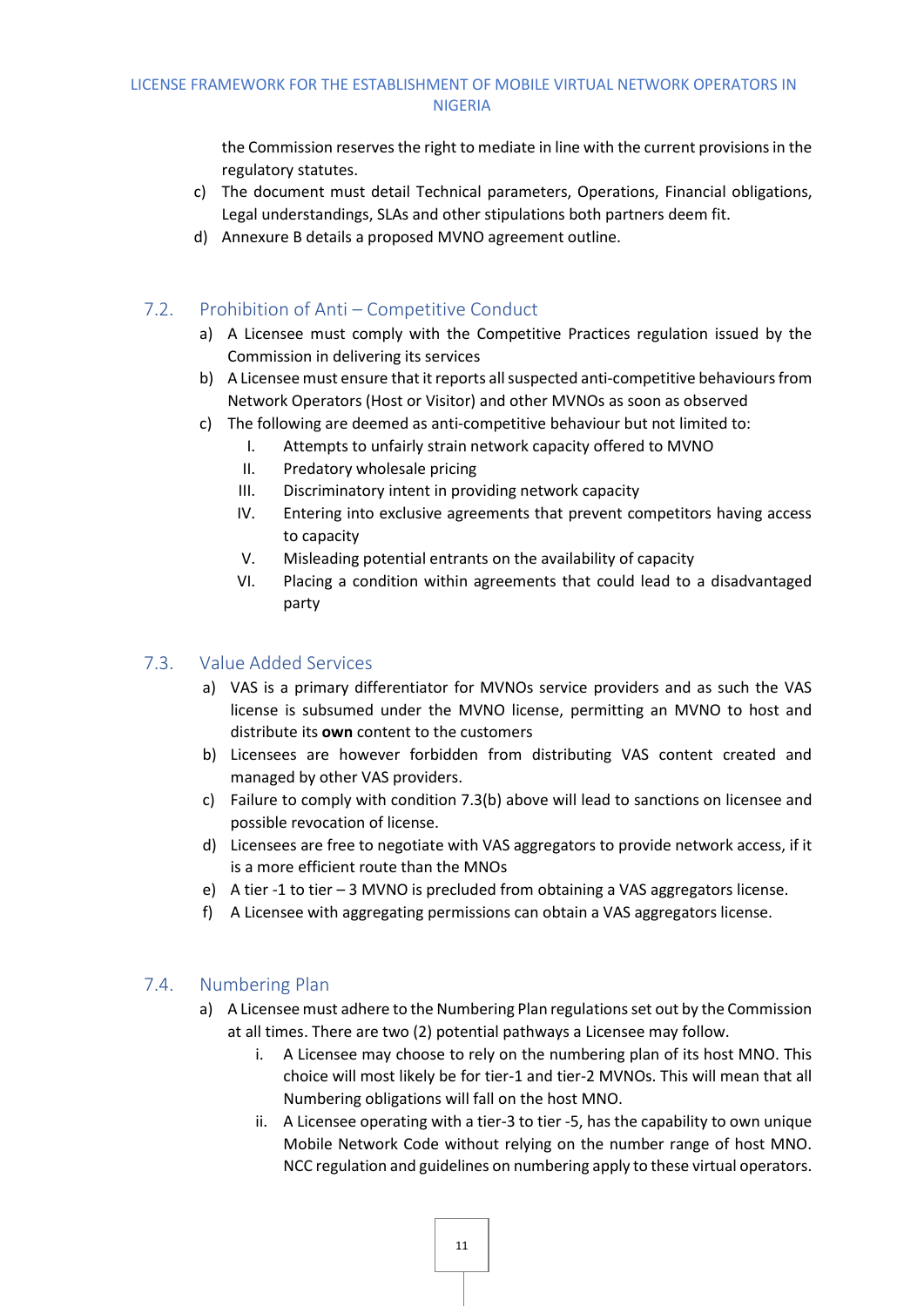the Commission reserves the right to mediate in line with the current provisions in the regulatory statutes.

c) The document must detail Technical parameters, Operations, Financial obligations, Legal understandings, SLAs and other stipulations both partners deem fit.

d) Annexure B details a proposed MVNO agreement outline.

## 7.2. Prohibition of Anti – Competitive Conduct

a) A Licensee must comply with the Competitive Practices regulation issued by the Commission in delivering its services

b) A Licensee must ensure that it reports all suspected anti-competitive behaviours from Network Operators (Host or Visitor) and other MVNOs as soon as observed

c) The following are deemed as anti-competitive behaviour but not limited to:

   I. Attempts to unfairly strain network capacity offered to MVNO
   II. Predatory wholesale pricing
   III. Discriminatory intent in providing network capacity
   IV. Entering into exclusive agreements that prevent competitors having access to capacity
   V. Misleading potential entrants on the availability of capacity
   VI. Placing a condition within agreements that could lead to a disadvantaged party

## 7.3. Value Added Services

a) VAS is a primary differentiator for MVNOs service providers and as such the VAS license is subsumed under the MVNO license, permitting an MVNO to host and distribute its **own** content to the customers

b) Licensees are however forbidden from distributing VAS content created and managed by other VAS providers.

c) Failure to comply with condition 7.3(b) above will lead to sanctions on licensee and possible revocation of license.

d) Licensees are free to negotiate with VAS aggregators to provide network access, if it is a more efficient route than the MNOs

e) A tier -1 to tier – 3 MVNO is precluded from obtaining a VAS aggregators license.

f) A Licensee with aggregating permissions can obtain a VAS aggregators license.

## 7.4. Numbering Plan

a) A Licensee must adhere to the Numbering Plan regulations set out by the Commission at all times. There are two (2) potential pathways a Licensee may follow.

   i. A Licensee may choose to rely on the numbering plan of its host MNO. This choice will most likely be for tier-1 and tier-2 MVNOs. This will mean that all Numbering obligations will fall on the host MNO.
   ii. A Licensee operating with a tier-3 to tier -5, has the capability to own unique Mobile Network Code without relying on the number range of host MNO. NCC regulation and guidelines on numbering apply to these virtual operators.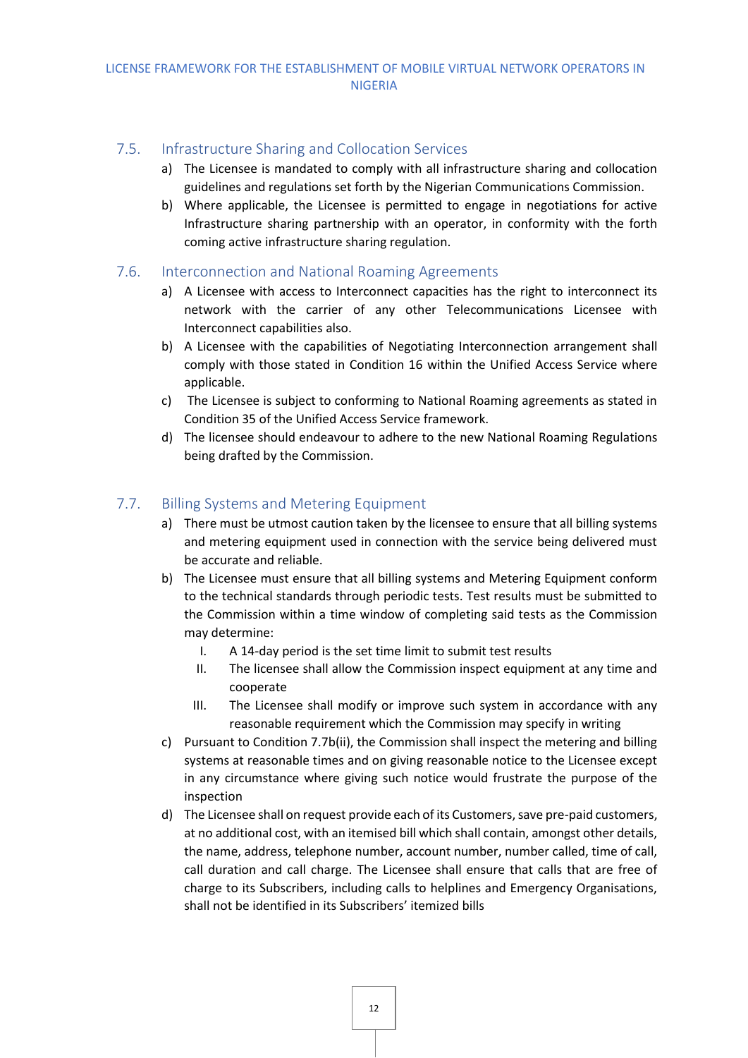## 7.5. Infrastructure Sharing and Collocation Services

a) The Licensee is mandated to comply with all infrastructure sharing and collocation guidelines and regulations set forth by the Nigerian Communications Commission.

b) Where applicable, the Licensee is permitted to engage in negotiations for active Infrastructure sharing partnership with an operator, in conformity with the forth coming active infrastructure sharing regulation.

## 7.6. Interconnection and National Roaming Agreements

a) A Licensee with access to Interconnect capacities has the right to interconnect its network with the carrier of any other Telecommunications Licensee with Interconnect capabilities also.

b) A Licensee with the capabilities of Negotiating Interconnection arrangement shall comply with those stated in Condition 16 within the Unified Access Service where applicable.

c) The Licensee is subject to conforming to National Roaming agreements as stated in Condition 35 of the Unified Access Service framework.

d) The licensee should endeavour to adhere to the new National Roaming Regulations being drafted by the Commission.

## 7.7. Billing Systems and Metering Equipment

a) There must be utmost caution taken by the licensee to ensure that all billing systems and metering equipment used in connection with the service being delivered must be accurate and reliable.

b) The Licensee must ensure that all billing systems and Metering Equipment conform to the technical standards through periodic tests. Test results must be submitted to the Commission within a time window of completing said tests as the Commission may determine:

   I. A 14-day period is the set time limit to submit test results

   II. The licensee shall allow the Commission inspect equipment at any time and cooperate

   III. The Licensee shall modify or improve such system in accordance with any reasonable requirement which the Commission may specify in writing

c) Pursuant to Condition 7.7b(ii), the Commission shall inspect the metering and billing systems at reasonable times and on giving reasonable notice to the Licensee except in any circumstance where giving such notice would frustrate the purpose of the inspection

d) The Licensee shall on request provide each of its Customers, save pre-paid customers, at no additional cost, with an itemised bill which shall contain, amongst other details, the name, address, telephone number, account number, number called, time of call, call duration and call charge. The Licensee shall ensure that calls that are free of charge to its Subscribers, including calls to helplines and Emergency Organisations, shall not be identified in its Subscribers' itemized bills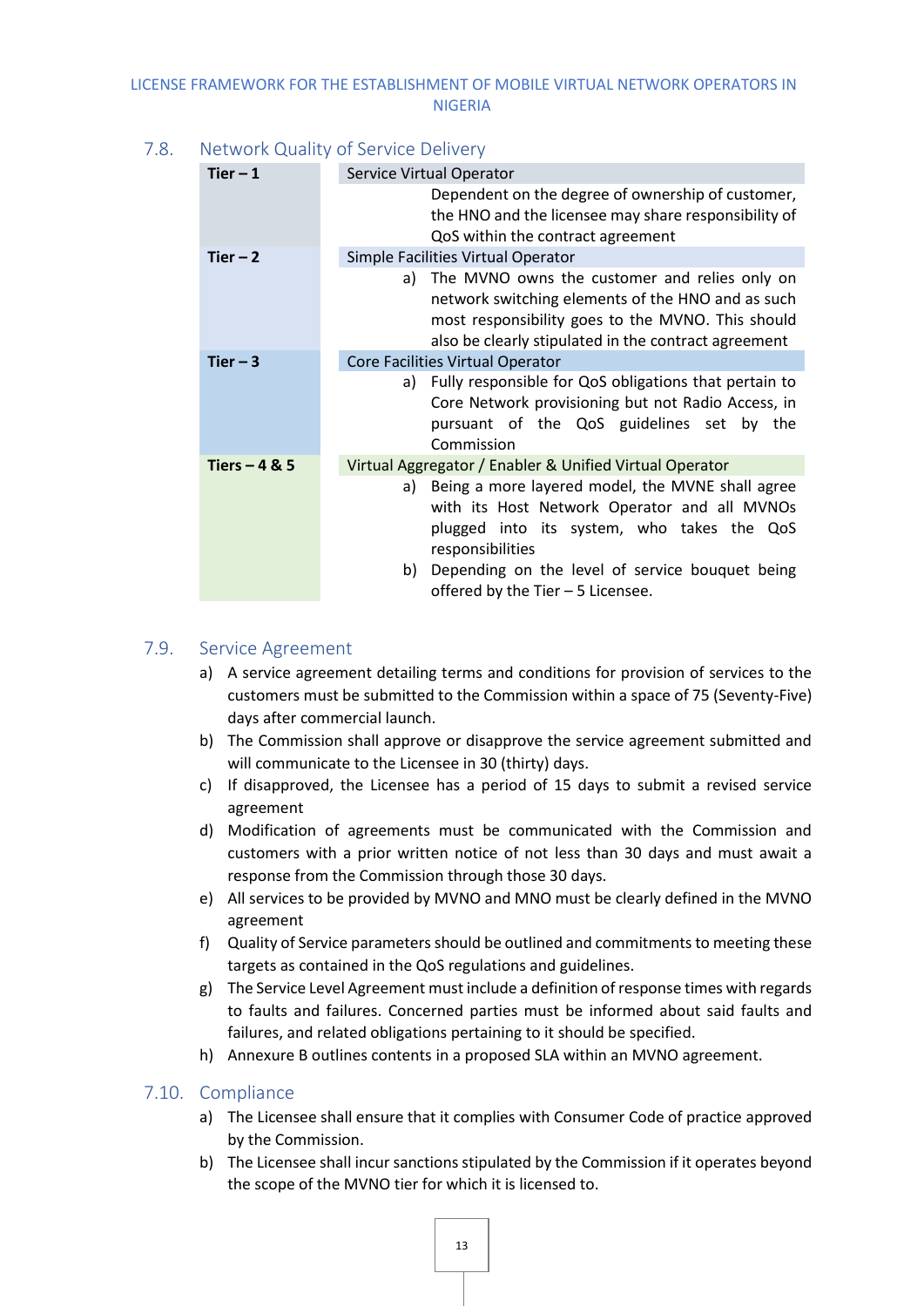### 7.8. Network Quality of Service Delivery

| | |
|---|---|
| **Tier – 1** | Service Virtual Operator<br>Dependent on the degree of ownership of customer, the HNO and the licensee may share responsibility of QoS within the contract agreement |
| **Tier – 2** | Simple Facilities Virtual Operator<br>a) The MVNO owns the customer and relies only on network switching elements of the HNO and as such most responsibility goes to the MVNO. This should also be clearly stipulated in the contract agreement |
| **Tier – 3** | Core Facilities Virtual Operator<br>a) Fully responsible for QoS obligations that pertain to Core Network provisioning but not Radio Access, in pursuant of the QoS guidelines set by the Commission |
| **Tiers – 4 & 5** | Virtual Aggregator / Enabler & Unified Virtual Operator<br>a) Being a more layered model, the MVNE shall agree with its Host Network Operator and all MVNOs plugged into its system, who takes the QoS responsibilities<br>b) Depending on the level of service bouquet being offered by the Tier – 5 Licensee. |

### 7.9. Service Agreement

a) A service agreement detailing terms and conditions for provision of services to the customers must be submitted to the Commission within a space of 75 (Seventy-Five) days after commercial launch.

b) The Commission shall approve or disapprove the service agreement submitted and will communicate to the Licensee in 30 (thirty) days.

c) If disapproved, the Licensee has a period of 15 days to submit a revised service agreement

d) Modification of agreements must be communicated with the Commission and customers with a prior written notice of not less than 30 days and must await a response from the Commission through those 30 days.

e) All services to be provided by MVNO and MNO must be clearly defined in the MVNO agreement

f) Quality of Service parameters should be outlined and commitments to meeting these targets as contained in the QoS regulations and guidelines.

g) The Service Level Agreement must include a definition of response times with regards to faults and failures. Concerned parties must be informed about said faults and failures, and related obligations pertaining to it should be specified.

h) Annexure B outlines contents in a proposed SLA within an MVNO agreement.

### 7.10. Compliance

a) The Licensee shall ensure that it complies with Consumer Code of practice approved by the Commission.

b) The Licensee shall incur sanctions stipulated by the Commission if it operates beyond the scope of the MVNO tier for which it is licensed to.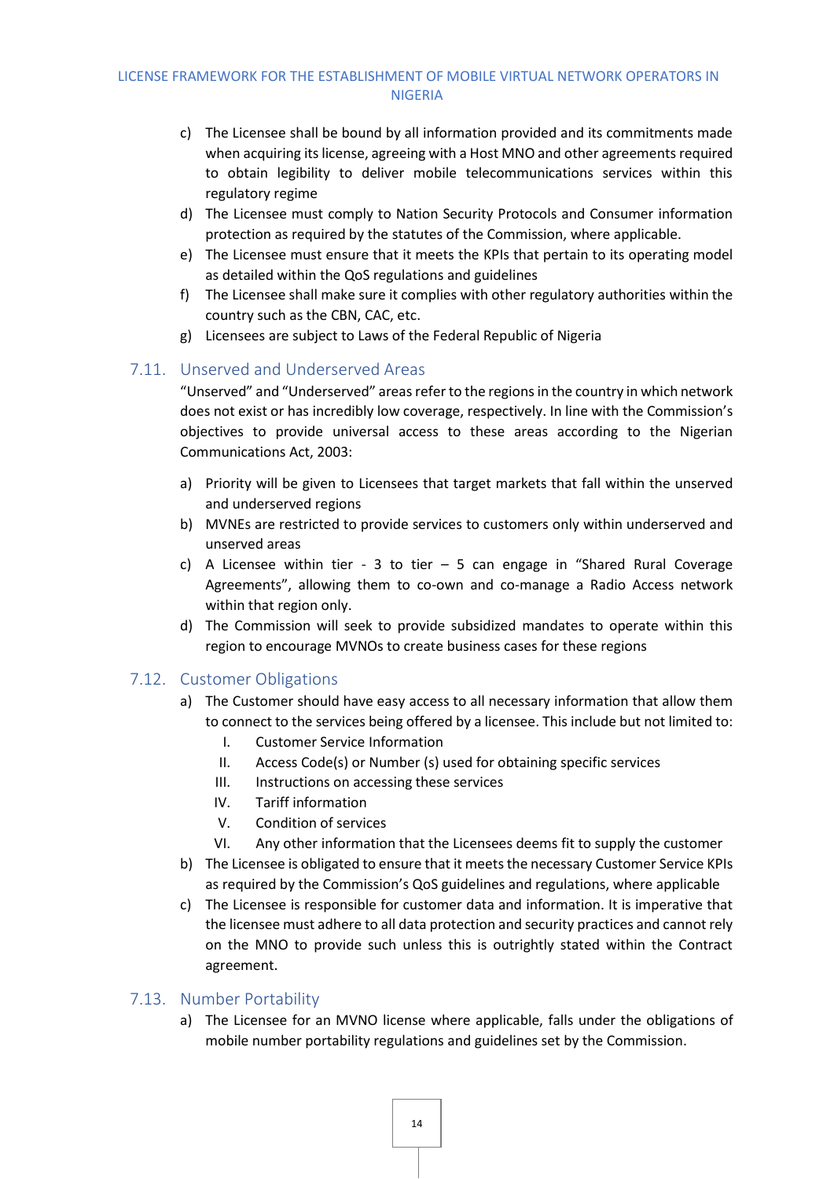c) The Licensee shall be bound by all information provided and its commitments made when acquiring its license, agreeing with a Host MNO and other agreements required to obtain legibility to deliver mobile telecommunications services within this regulatory regime
d) The Licensee must comply to Nation Security Protocols and Consumer information protection as required by the statutes of the Commission, where applicable.
e) The Licensee must ensure that it meets the KPIs that pertain to its operating model as detailed within the QoS regulations and guidelines
f) The Licensee shall make sure it complies with other regulatory authorities within the country such as the CBN, CAC, etc.
g) Licensees are subject to Laws of the Federal Republic of Nigeria

## 7.11. Unserved and Underserved Areas

"Unserved" and "Underserved" areas refer to the regions in the country in which network does not exist or has incredibly low coverage, respectively. In line with the Commission's objectives to provide universal access to these areas according to the Nigerian Communications Act, 2003:

a) Priority will be given to Licensees that target markets that fall within the unserved and underserved regions
b) MVNEs are restricted to provide services to customers only within underserved and unserved areas
c) A Licensee within tier - 3 to tier – 5 can engage in "Shared Rural Coverage Agreements", allowing them to co-own and co-manage a Radio Access network within that region only.
d) The Commission will seek to provide subsidized mandates to operate within this region to encourage MVNOs to create business cases for these regions

## 7.12. Customer Obligations

a) The Customer should have easy access to all necessary information that allow them to connect to the services being offered by a licensee. This include but not limited to:
   I. Customer Service Information
   II. Access Code(s) or Number (s) used for obtaining specific services
   III. Instructions on accessing these services
   IV. Tariff information
   V. Condition of services
   VI. Any other information that the Licensees deems fit to supply the customer
b) The Licensee is obligated to ensure that it meets the necessary Customer Service KPIs as required by the Commission's QoS guidelines and regulations, where applicable
c) The Licensee is responsible for customer data and information. It is imperative that the licensee must adhere to all data protection and security practices and cannot rely on the MNO to provide such unless this is outrightly stated within the Contract agreement.

## 7.13. Number Portability

a) The Licensee for an MVNO license where applicable, falls under the obligations of mobile number portability regulations and guidelines set by the Commission.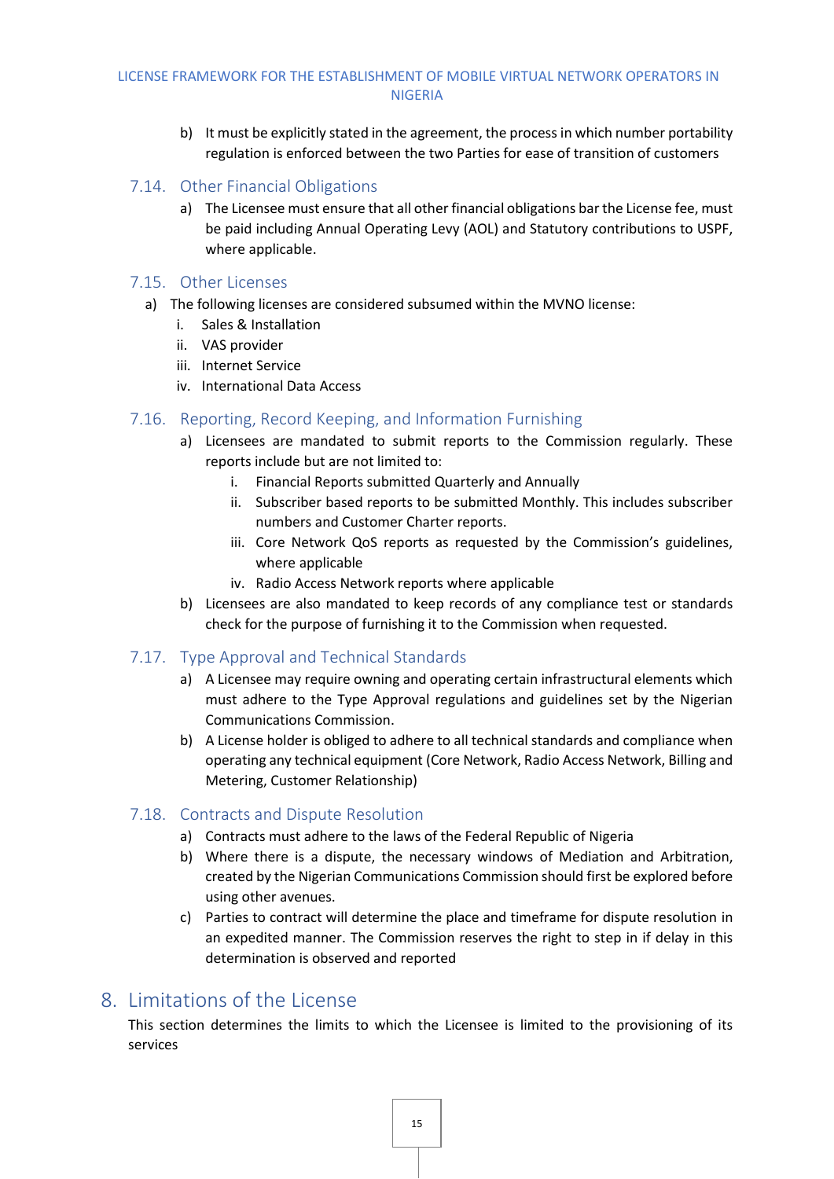b) It must be explicitly stated in the agreement, the process in which number portability regulation is enforced between the two Parties for ease of transition of customers

### 7.14. Other Financial Obligations

a) The Licensee must ensure that all other financial obligations bar the License fee, must be paid including Annual Operating Levy (AOL) and Statutory contributions to USPF, where applicable.

### 7.15. Other Licenses

a) The following licenses are considered subsumed within the MVNO license:
   i. Sales & Installation
   ii. VAS provider
   iii. Internet Service
   iv. International Data Access

### 7.16. Reporting, Record Keeping, and Information Furnishing

a) Licensees are mandated to submit reports to the Commission regularly. These reports include but are not limited to:
   i. Financial Reports submitted Quarterly and Annually
   ii. Subscriber based reports to be submitted Monthly. This includes subscriber numbers and Customer Charter reports.
   iii. Core Network QoS reports as requested by the Commission's guidelines, where applicable
   iv. Radio Access Network reports where applicable

b) Licensees are also mandated to keep records of any compliance test or standards check for the purpose of furnishing it to the Commission when requested.

### 7.17. Type Approval and Technical Standards

a) A Licensee may require owning and operating certain infrastructural elements which must adhere to the Type Approval regulations and guidelines set by the Nigerian Communications Commission.

b) A License holder is obliged to adhere to all technical standards and compliance when operating any technical equipment (Core Network, Radio Access Network, Billing and Metering, Customer Relationship)

### 7.18. Contracts and Dispute Resolution

a) Contracts must adhere to the laws of the Federal Republic of Nigeria

b) Where there is a dispute, the necessary windows of Mediation and Arbitration, created by the Nigerian Communications Commission should first be explored before using other avenues.

c) Parties to contract will determine the place and timeframe for dispute resolution in an expedited manner. The Commission reserves the right to step in if delay in this determination is observed and reported

## 8. Limitations of the License

This section determines the limits to which the Licensee is limited to the provisioning of its services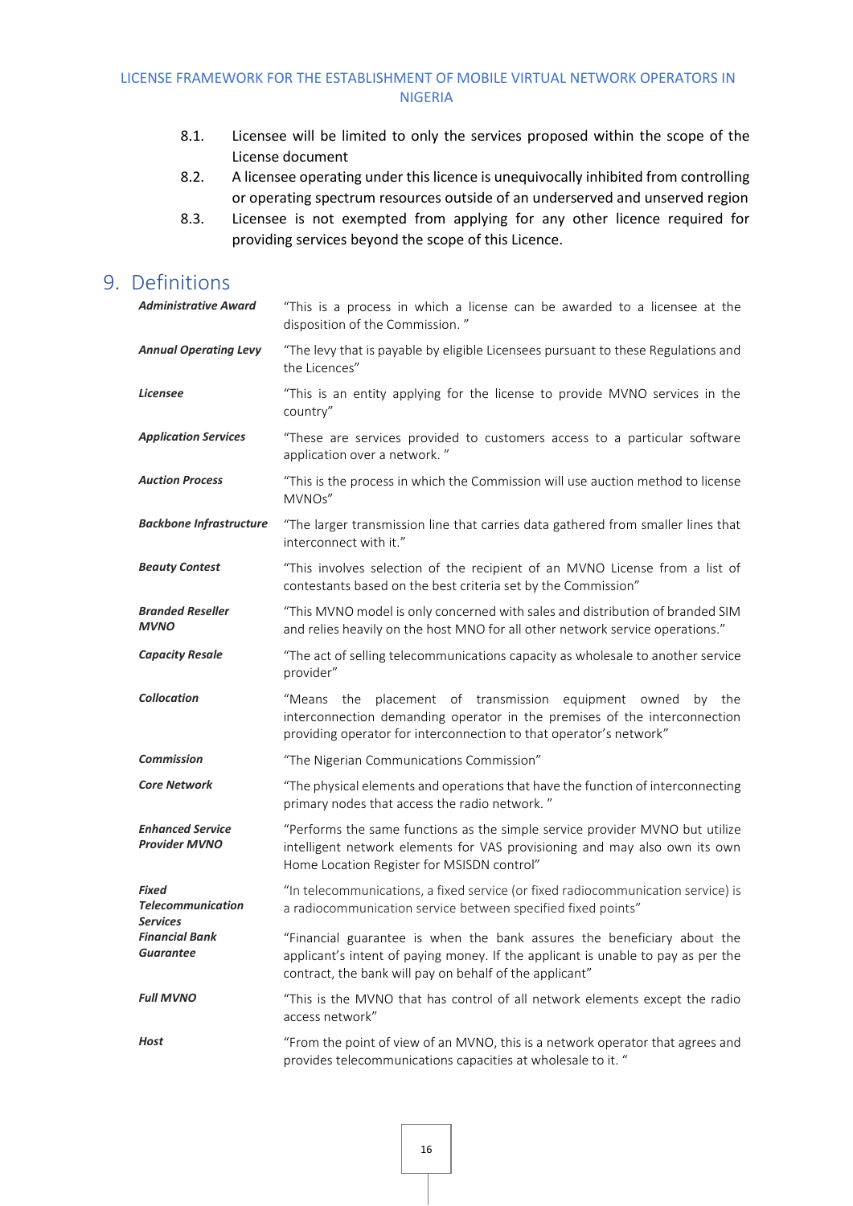8.1. Licensee will be limited to only the services proposed within the scope of the License document

8.2. A licensee operating under this licence is unequivocally inhibited from controlling or operating spectrum resources outside of an underserved and unserved region

8.3. Licensee is not exempted from applying for any other licence required for providing services beyond the scope of this Licence.

# 9. Definitions

| | |
|---|---|
| ***Administrative Award*** | "This is a process in which a license can be awarded to a licensee at the disposition of the Commission. " |
| ***Annual Operating Levy*** | "The levy that is payable by eligible Licensees pursuant to these Regulations and the Licences" |
| ***Licensee*** | "This is an entity applying for the license to provide MVNO services in the country" |
| ***Application Services*** | "These are services provided to customers access to a particular software application over a network. " |
| ***Auction Process*** | "This is the process in which the Commission will use auction method to license MVNOs" |
| ***Backbone Infrastructure*** | "The larger transmission line that carries data gathered from smaller lines that interconnect with it." |
| ***Beauty Contest*** | "This involves selection of the recipient of an MVNO License from a list of contestants based on the best criteria set by the Commission" |
| ***Branded Reseller MVNO*** | "This MVNO model is only concerned with sales and distribution of branded SIM and relies heavily on the host MNO for all other network service operations." |
| ***Capacity Resale*** | "The act of selling telecommunications capacity as wholesale to another service provider" |
| ***Collocation*** | "Means the placement of transmission equipment owned by the interconnection demanding operator in the premises of the interconnection providing operator for interconnection to that operator's network" |
| ***Commission*** | "The Nigerian Communications Commission" |
| ***Core Network*** | "The physical elements and operations that have the function of interconnecting primary nodes that access the radio network. " |
| ***Enhanced Service Provider MVNO*** | "Performs the same functions as the simple service provider MVNO but utilize intelligent network elements for VAS provisioning and may also own its own Home Location Register for MSISDN control" |
| ***Fixed Telecommunication Services*** | "In telecommunications, a fixed service (or fixed radiocommunication service) is a radiocommunication service between specified fixed points" |
| ***Financial Bank Guarantee*** | "Financial guarantee is when the bank assures the beneficiary about the applicant's intent of paying money. If the applicant is unable to pay as per the contract, the bank will pay on behalf of the applicant" |
| ***Full MVNO*** | "This is the MVNO that has control of all network elements except the radio access network" |
| ***Host*** | "From the point of view of an MVNO, this is a network operator that agrees and provides telecommunications capacities at wholesale to it. " |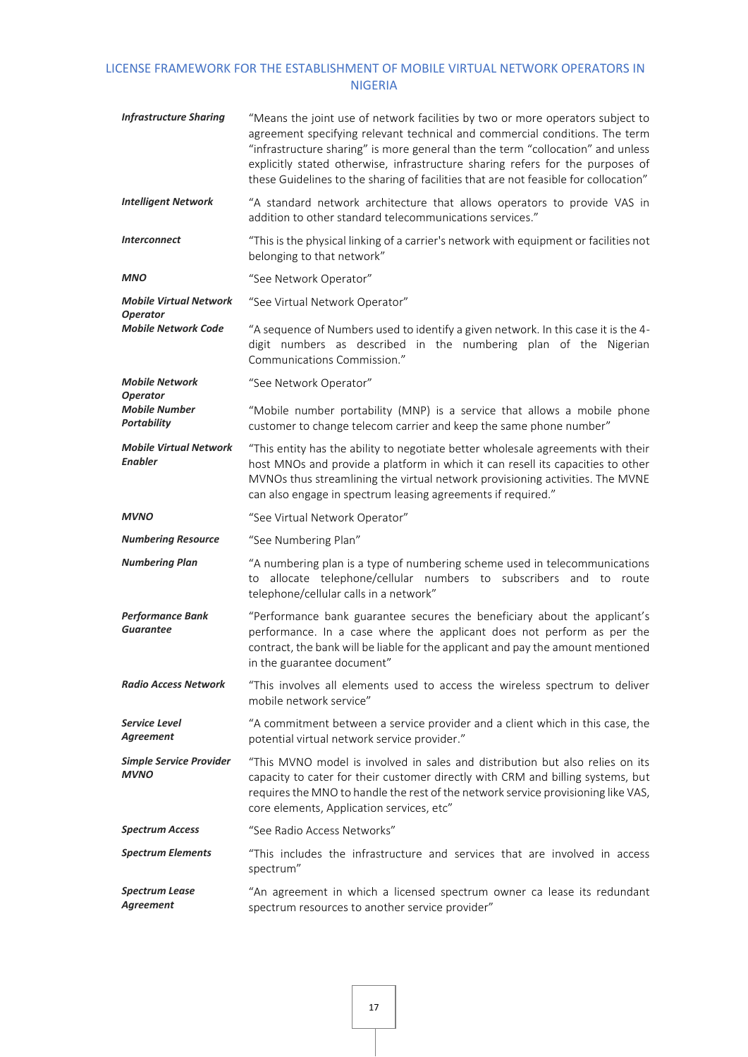| | |
|---|---|
| ***Infrastructure Sharing*** | "Means the joint use of network facilities by two or more operators subject to agreement specifying relevant technical and commercial conditions. The term "infrastructure sharing" is more general than the term "collocation" and unless explicitly stated otherwise, infrastructure sharing refers for the purposes of these Guidelines to the sharing of facilities that are not feasible for collocation" |
| ***Intelligent Network*** | "A standard network architecture that allows operators to provide VAS in addition to other standard telecommunications services." |
| ***Interconnect*** | "This is the physical linking of a carrier's network with equipment or facilities not belonging to that network" |
| ***MNO*** | "See Network Operator" |
| ***Mobile Virtual Network Operator*** | "See Virtual Network Operator" |
| ***Mobile Network Code*** | "A sequence of Numbers used to identify a given network. In this case it is the 4-digit numbers as described in the numbering plan of the Nigerian Communications Commission." |
| ***Mobile Network Operator*** | "See Network Operator" |
| ***Mobile Number Portability*** | "Mobile number portability (MNP) is a service that allows a mobile phone customer to change telecom carrier and keep the same phone number" |
| ***Mobile Virtual Network Enabler*** | "This entity has the ability to negotiate better wholesale agreements with their host MNOs and provide a platform in which it can resell its capacities to other MVNOs thus streamlining the virtual network provisioning activities. The MVNE can also engage in spectrum leasing agreements if required." |
| ***MVNO*** | "See Virtual Network Operator" |
| ***Numbering Resource*** | "See Numbering Plan" |
| ***Numbering Plan*** | "A numbering plan is a type of numbering scheme used in telecommunications to allocate telephone/cellular numbers to subscribers and to route telephone/cellular calls in a network" |
| ***Performance Bank Guarantee*** | "Performance bank guarantee secures the beneficiary about the applicant's performance. In a case where the applicant does not perform as per the contract, the bank will be liable for the applicant and pay the amount mentioned in the guarantee document" |
| ***Radio Access Network*** | "This involves all elements used to access the wireless spectrum to deliver mobile network service" |
| ***Service Level Agreement*** | "A commitment between a service provider and a client which in this case, the potential virtual network service provider." |
| ***Simple Service Provider MVNO*** | "This MVNO model is involved in sales and distribution but also relies on its capacity to cater for their customer directly with CRM and billing systems, but requires the MNO to handle the rest of the network service provisioning like VAS, core elements, Application services, etc" |
| ***Spectrum Access*** | "See Radio Access Networks" |
| ***Spectrum Elements*** | "This includes the infrastructure and services that are involved in access spectrum" |
| ***Spectrum Lease Agreement*** | "An agreement in which a licensed spectrum owner ca lease its redundant spectrum resources to another service provider" |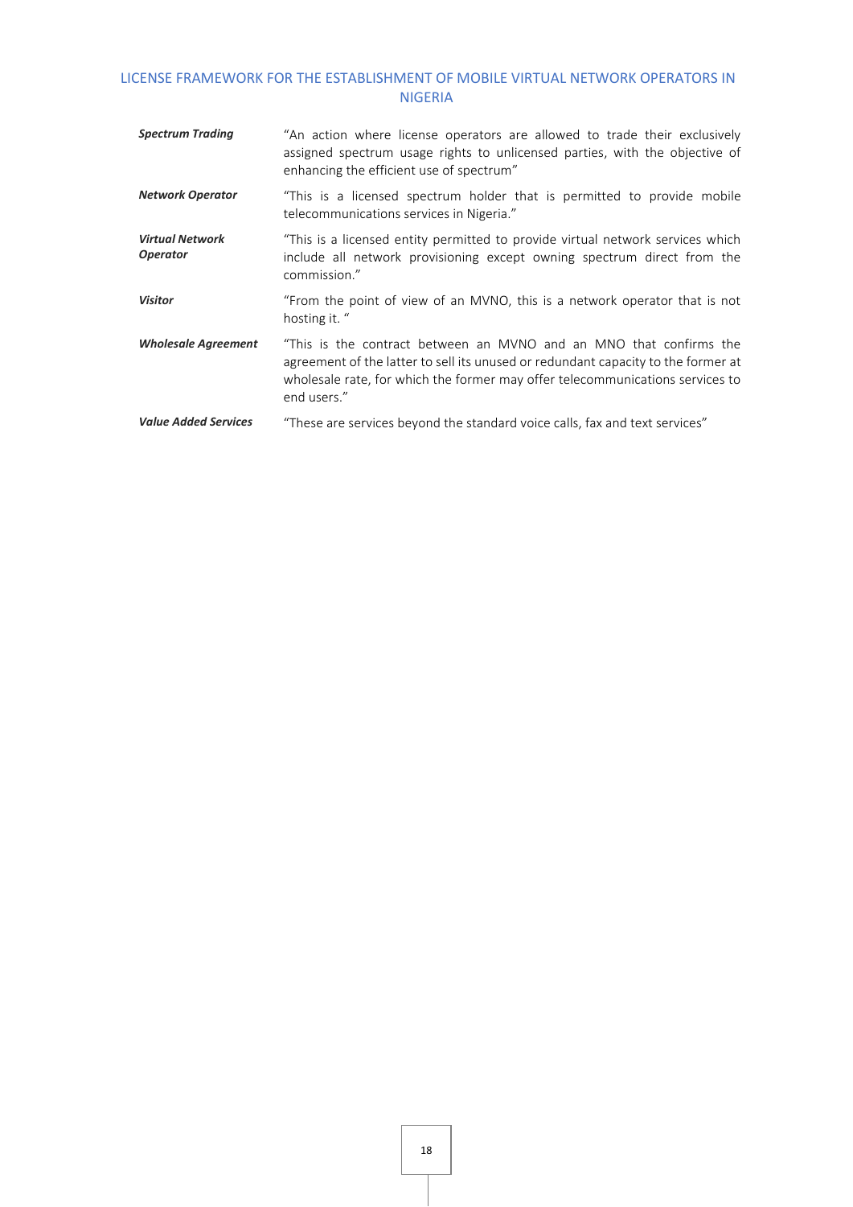| | |
|---|---|
| ***Spectrum Trading*** | "An action where license operators are allowed to trade their exclusively assigned spectrum usage rights to unlicensed parties, with the objective of enhancing the efficient use of spectrum" |
| ***Network Operator*** | "This is a licensed spectrum holder that is permitted to provide mobile telecommunications services in Nigeria." |
| ***Virtual Network Operator*** | "This is a licensed entity permitted to provide virtual network services which include all network provisioning except owning spectrum direct from the commission." |
| ***Visitor*** | "From the point of view of an MVNO, this is a network operator that is not hosting it. " |
| ***Wholesale Agreement*** | "This is the contract between an MVNO and an MNO that confirms the agreement of the latter to sell its unused or redundant capacity to the former at wholesale rate, for which the former may offer telecommunications services to end users." |
| ***Value Added Services*** | "These are services beyond the standard voice calls, fax and text services" |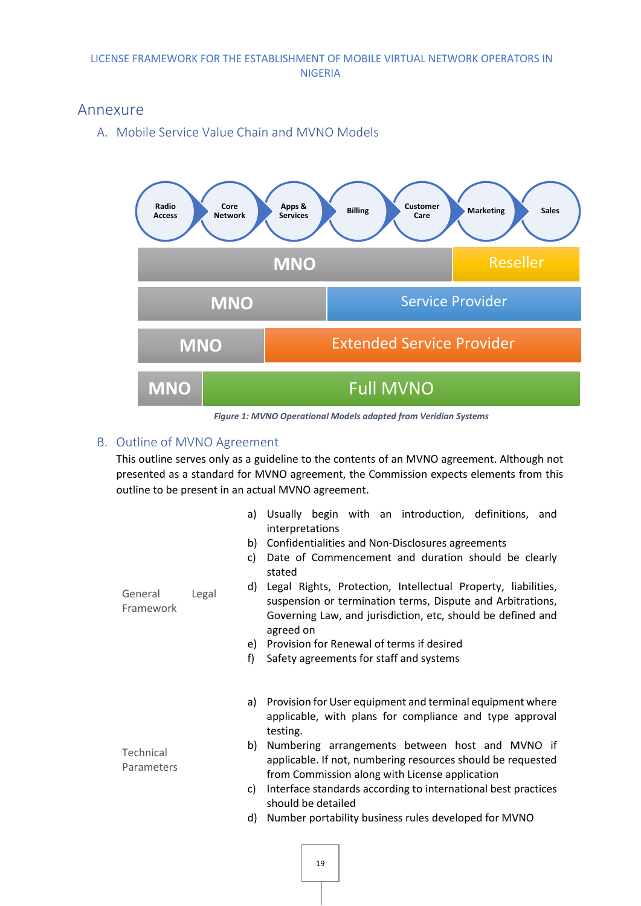# Annexure

## A. Mobile Service Value Chain and MVNO Models

| Radio Access | Core Network | Apps & Services | Billing | Customer Care | Marketing | Sales |
|---|---|---|---|---|---|---|
| MNO | | | | | Reseller | |
| MNO | | | Service Provider | | | |
| MNO | | Extended Service Provider | | | | |
| MNO | Full MVNO | | | | | |

*Figure 1: MVNO Operational Models adapted from Veridian Systems*

## B. Outline of MVNO Agreement

This outline serves only as a guideline to the contents of an MVNO agreement. Although not presented as a standard for MVNO agreement, the Commission expects elements from this outline to be present in an actual MVNO agreement.

**General Legal Framework**

a) Usually begin with an introduction, definitions, and interpretations
b) Confidentialities and Non-Disclosures agreements
c) Date of Commencement and duration should be clearly stated
d) Legal Rights, Protection, Intellectual Property, liabilities, suspension or termination terms, Dispute and Arbitrations, Governing Law, and jurisdiction, etc, should be defined and agreed on
e) Provision for Renewal of terms if desired
f) Safety agreements for staff and systems

**Technical Parameters**

a) Provision for User equipment and terminal equipment where applicable, with plans for compliance and type approval testing.
b) Numbering arrangements between host and MVNO if applicable. If not, numbering resources should be requested from Commission along with License application
c) Interface standards according to international best practices should be detailed
d) Number portability business rules developed for MVNO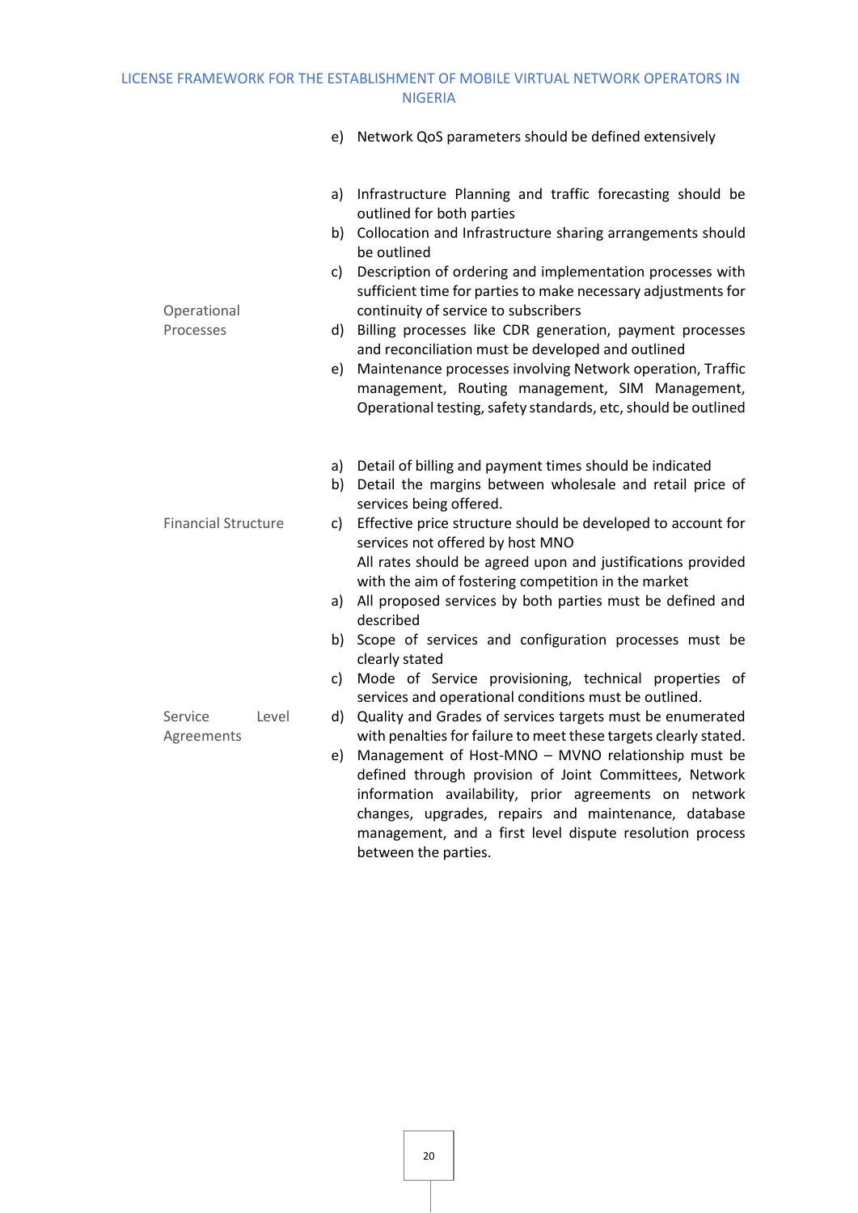| | |
|---|---|
| | e) Network QoS parameters should be defined extensively |
| Operational Processes | a) Infrastructure Planning and traffic forecasting should be outlined for both parties<br>b) Collocation and Infrastructure sharing arrangements should be outlined<br>c) Description of ordering and implementation processes with sufficient time for parties to make necessary adjustments for continuity of service to subscribers<br>d) Billing processes like CDR generation, payment processes and reconciliation must be developed and outlined<br>e) Maintenance processes involving Network operation, Traffic management, Routing management, SIM Management, Operational testing, safety standards, etc, should be outlined |
| Financial Structure | a) Detail of billing and payment times should be indicated<br>b) Detail the margins between wholesale and retail price of services being offered.<br>c) Effective price structure should be developed to account for services not offered by host MNO<br>All rates should be agreed upon and justifications provided with the aim of fostering competition in the market |
| Service Level Agreements | a) All proposed services by both parties must be defined and described<br>b) Scope of services and configuration processes must be clearly stated<br>c) Mode of Service provisioning, technical properties of services and operational conditions must be outlined.<br>d) Quality and Grades of services targets must be enumerated with penalties for failure to meet these targets clearly stated.<br>e) Management of Host-MNO – MVNO relationship must be defined through provision of Joint Committees, Network information availability, prior agreements on network changes, upgrades, repairs and maintenance, database management, and a first level dispute resolution process between the parties. |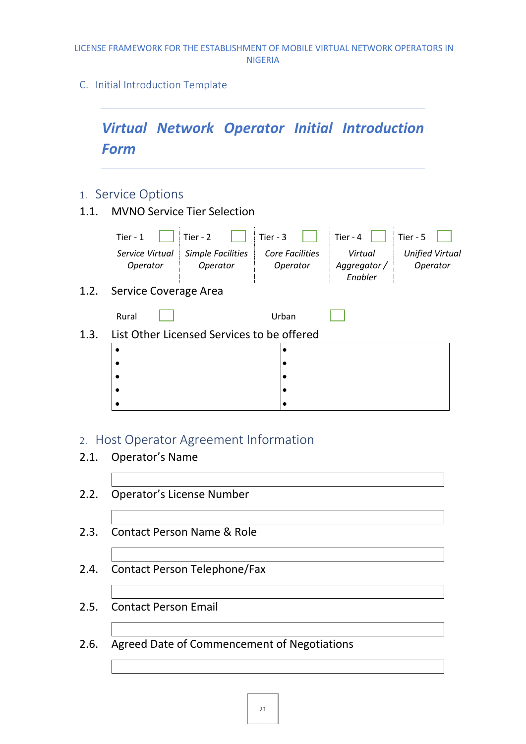## C. Initial Introduction Template

# *Virtual Network Operator Initial Introduction Form*

## 1. Service Options

### 1.1. MVNO Service Tier Selection

| Tier - 1 ☐ | Tier - 2 ☐ | Tier - 3 ☐ | Tier - 4 ☐ | Tier - 5 ☐ |
|---|---|---|---|---|
| *Service Virtual Operator* | *Simple Facilities Operator* | *Core Facilities Operator* | *Virtual Aggregator / Enabler* | *Unified Virtual Operator* |

### 1.2. Service Coverage Area

Rural ☐ Urban ☐

### 1.3. List Other Licensed Services to be offered

| | |
|---|---|
| • | • |
| • | • |
| • | • |
| • | • |
| • | • |

## 2. Host Operator Agreement Information

### 2.1. Operator's Name

| |
|---|

### 2.2. Operator's License Number

| |
|---|

### 2.3. Contact Person Name & Role

| |
|---|

### 2.4. Contact Person Telephone/Fax

| |
|---|

### 2.5. Contact Person Email

| |
|---|

### 2.6. Agreed Date of Commencement of Negotiations

| |
|---|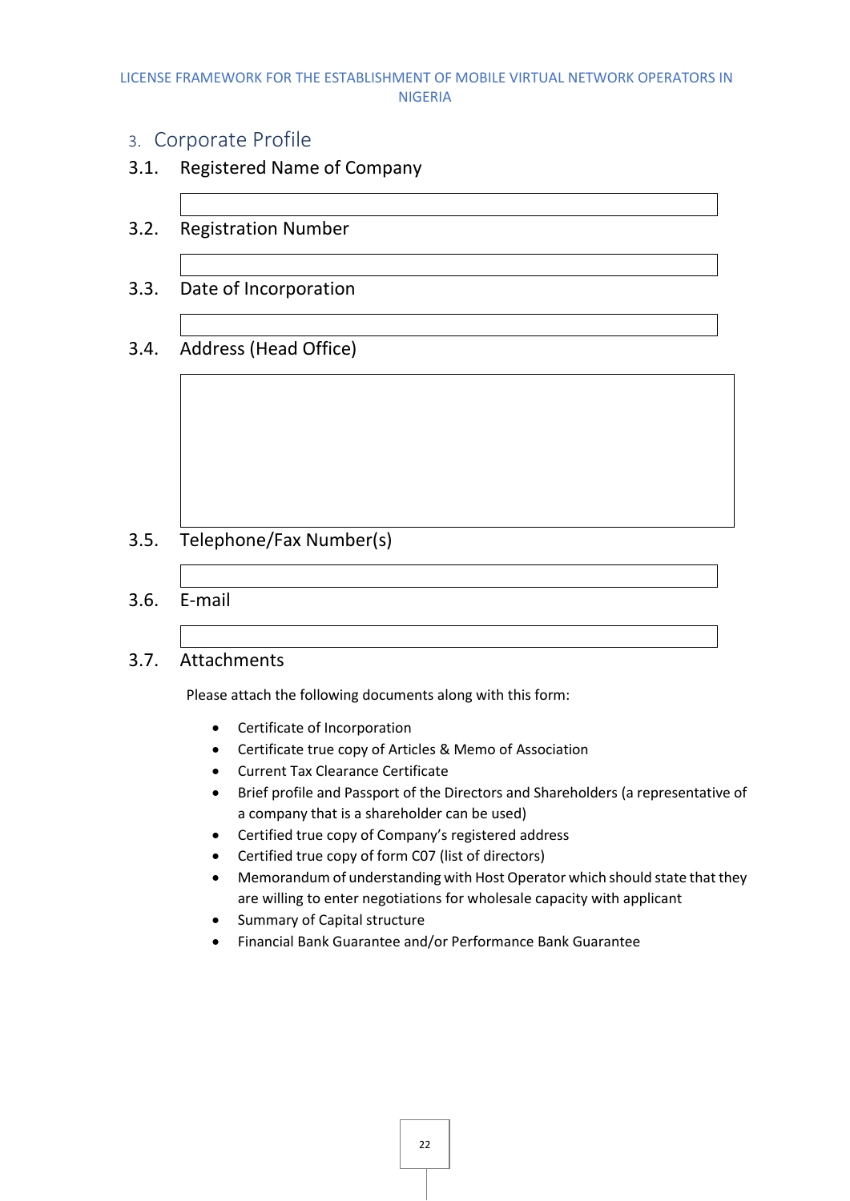## 3. Corporate Profile

### 3.1. Registered Name of Company

### 3.2. Registration Number

### 3.3. Date of Incorporation

### 3.4. Address (Head Office)

### 3.5. Telephone/Fax Number(s)

### 3.6. E-mail

### 3.7. Attachments

Please attach the following documents along with this form:

- Certificate of Incorporation
- Certificate true copy of Articles & Memo of Association
- Current Tax Clearance Certificate
- Brief profile and Passport of the Directors and Shareholders (a representative of a company that is a shareholder can be used)
- Certified true copy of Company's registered address
- Certified true copy of form C07 (list of directors)
- Memorandum of understanding with Host Operator which should state that they are willing to enter negotiations for wholesale capacity with applicant
- Summary of Capital structure
- Financial Bank Guarantee and/or Performance Bank Guarantee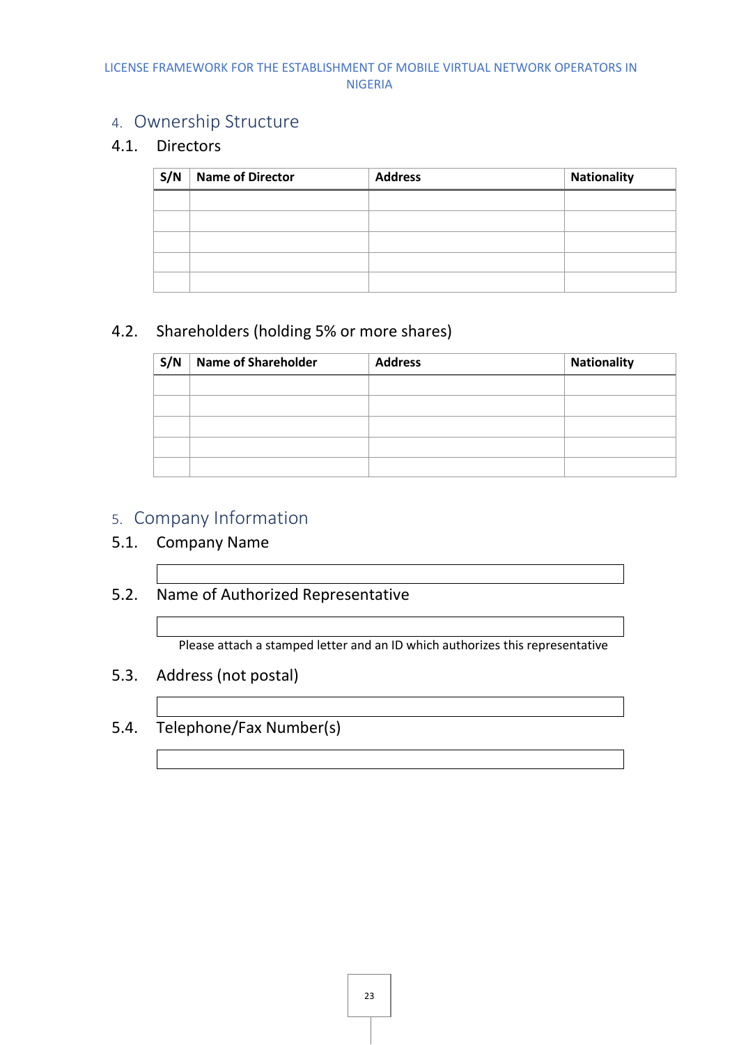## 4. Ownership Structure

### 4.1. Directors

| S/N | Name of Director | Address | Nationality |
|---|---|---|---|
| | | | |
| | | | |
| | | | |
| | | | |
| | | | |

### 4.2. Shareholders (holding 5% or more shares)

| S/N | Name of Shareholder | Address | Nationality |
|---|---|---|---|
| | | | |
| | | | |
| | | | |
| | | | |
| | | | |

## 5. Company Information

### 5.1. Company Name

### 5.2. Name of Authorized Representative

Please attach a stamped letter and an ID which authorizes this representative

### 5.3. Address (not postal)

### 5.4. Telephone/Fax Number(s)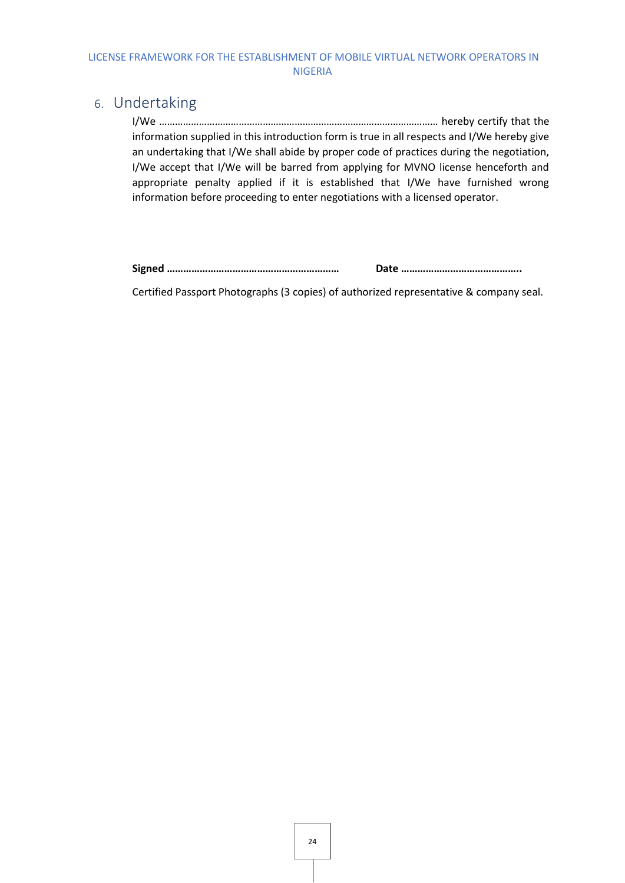## 6. Undertaking

I/We ………………………………………………………………………………………………… hereby certify that the information supplied in this introduction form is true in all respects and I/We hereby give an undertaking that I/We shall abide by proper code of practices during the negotiation, I/We accept that I/We will be barred from applying for MVNO license henceforth and appropriate penalty applied if it is established that I/We have furnished wrong information before proceeding to enter negotiations with a licensed operator.

**Signed ……………………………………………………… Date ……………………………………..**

Certified Passport Photographs (3 copies) of authorized representative & company seal.